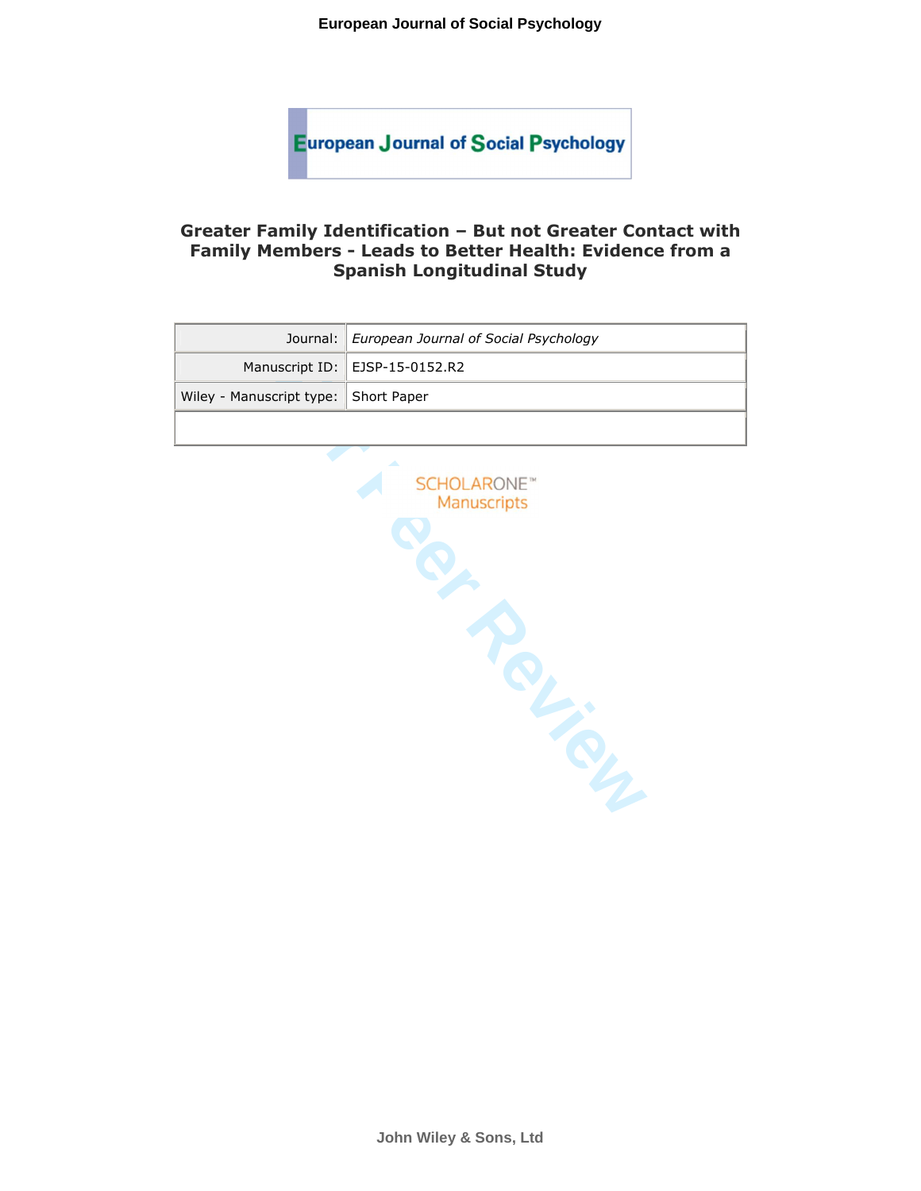# Greater Family Identification – But not Greater Contact with Family Members - Leads to Better Health: Evidence from a Spanish Longitudinal Study

| Journal: | *European Journal of Social Psychology* |
|---|---|
| Manuscript ID: | EJSP-15-0152.R2 |
| Wiley - Manuscript type: | Short Paper |
| | |

SCHOLARONE™ Manuscripts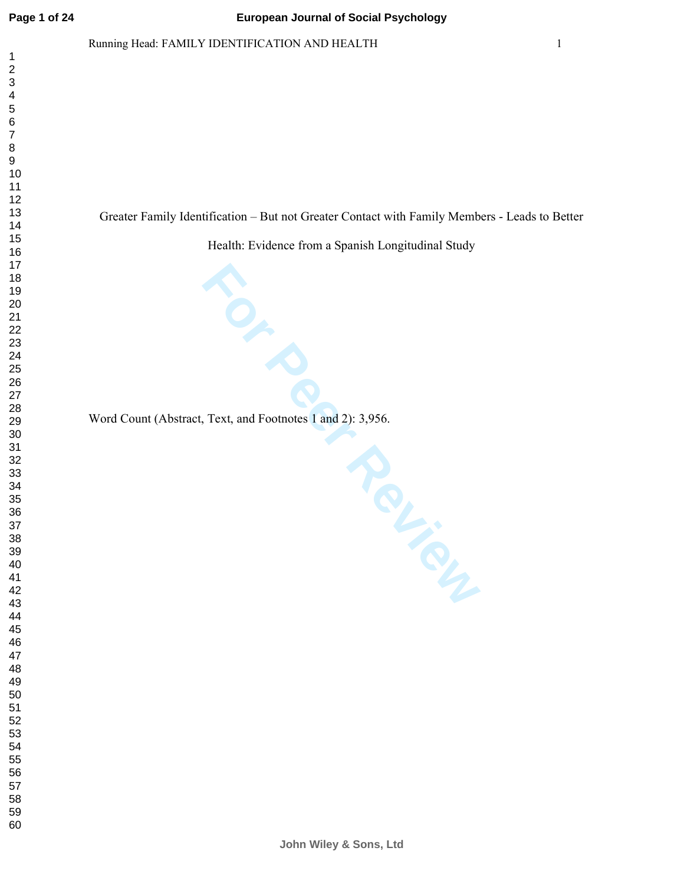Greater Family Identification – But not Greater Contact with Family Members - Leads to Better Health: Evidence from a Spanish Longitudinal Study

Word Count (Abstract, Text, and Footnotes 1 and 2): 3,956.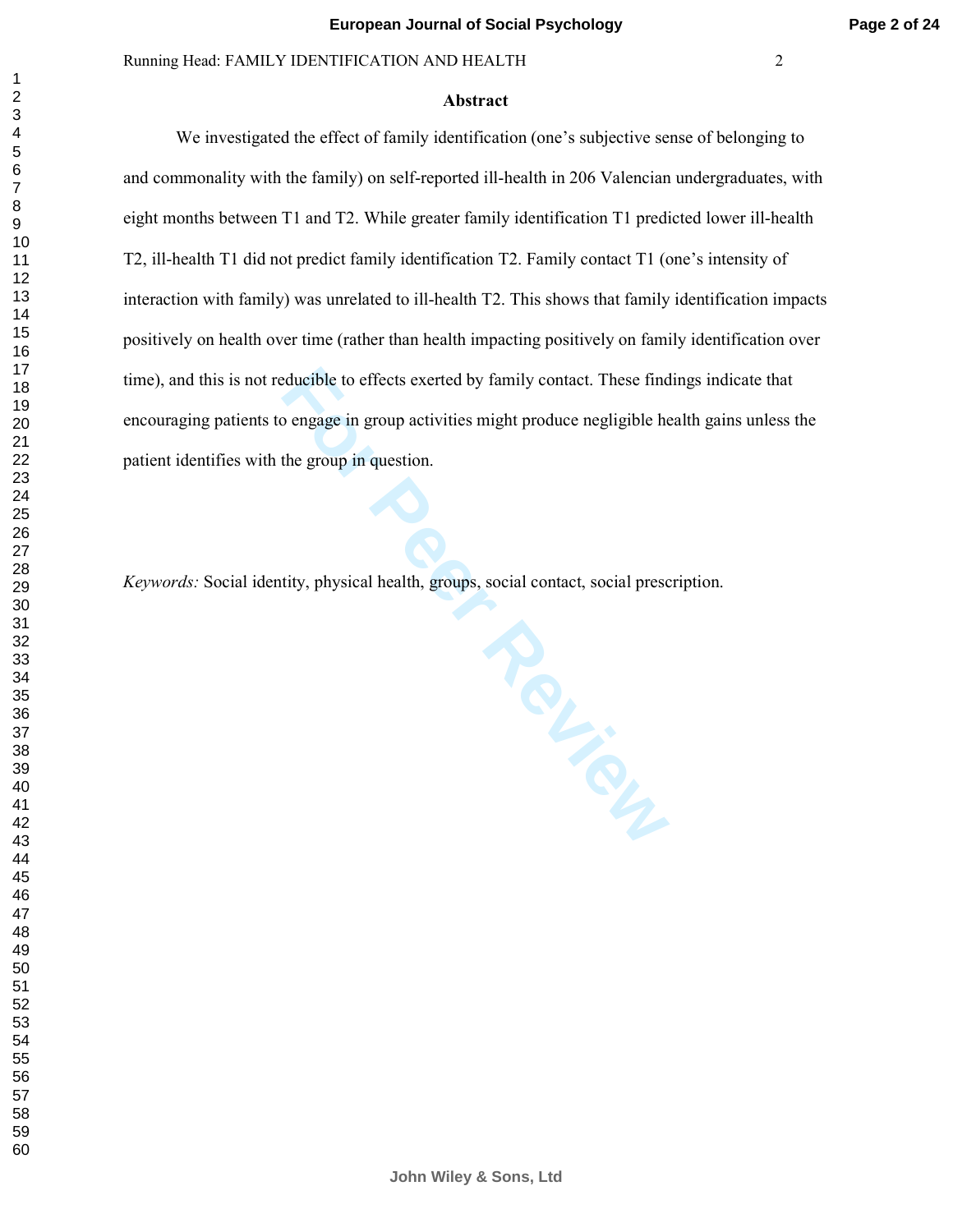## Abstract

We investigated the effect of family identification (one's subjective sense of belonging to and commonality with the family) on self-reported ill-health in 206 Valencian undergraduates, with eight months between T1 and T2. While greater family identification T1 predicted lower ill-health T2, ill-health T1 did not predict family identification T2. Family contact T1 (one's intensity of interaction with family) was unrelated to ill-health T2. This shows that family identification impacts positively on health over time (rather than health impacting positively on family identification over time), and this is not reducible to effects exerted by family contact. These findings indicate that encouraging patients to engage in group activities might produce negligible health gains unless the patient identifies with the group in question.

*Keywords:* Social identity, physical health, groups, social contact, social prescription.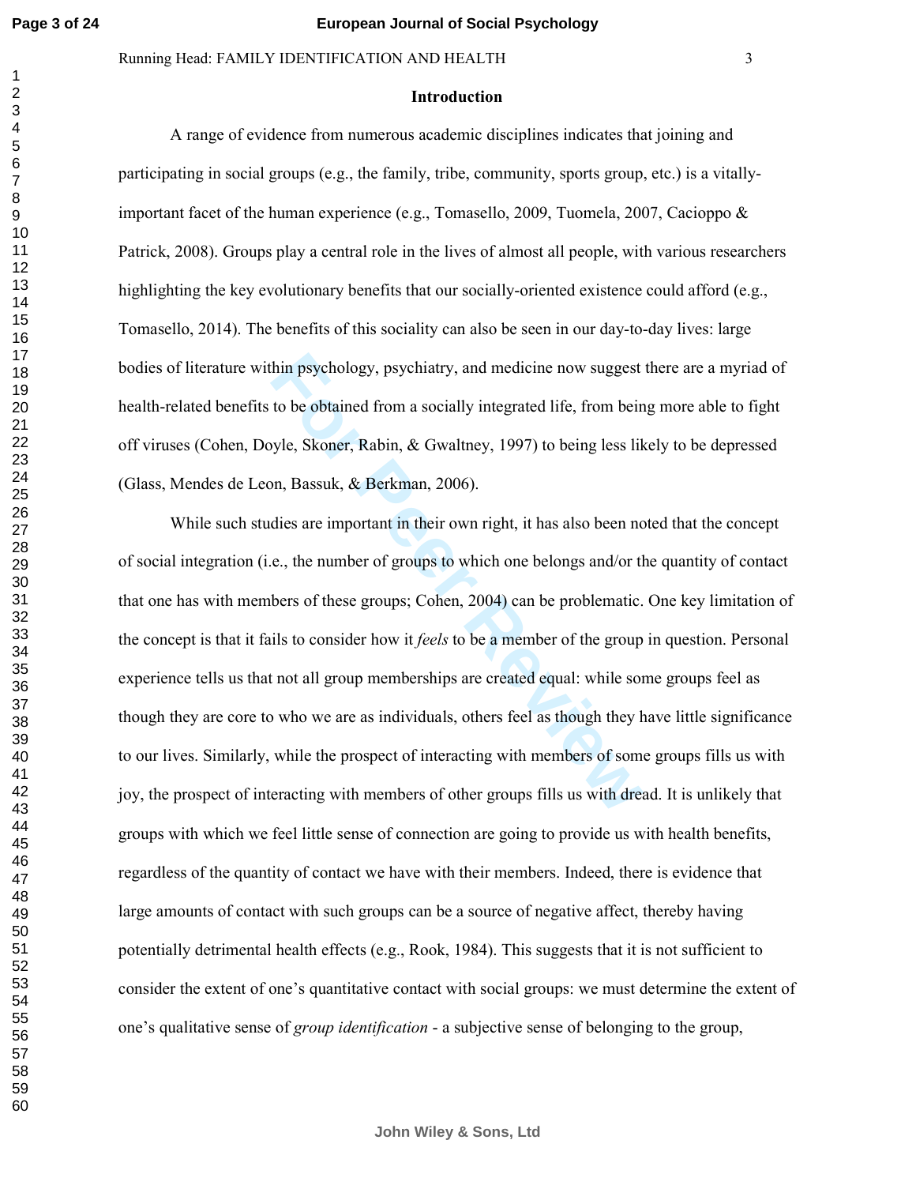## Introduction

A range of evidence from numerous academic disciplines indicates that joining and participating in social groups (e.g., the family, tribe, community, sports group, etc.) is a vitally-important facet of the human experience (e.g., Tomasello, 2009, Tuomela, 2007, Cacioppo & Patrick, 2008). Groups play a central role in the lives of almost all people, with various researchers highlighting the key evolutionary benefits that our socially-oriented existence could afford (e.g., Tomasello, 2014). The benefits of this sociality can also be seen in our day-to-day lives: large bodies of literature within psychology, psychiatry, and medicine now suggest there are a myriad of health-related benefits to be obtained from a socially integrated life, from being more able to fight off viruses (Cohen, Doyle, Skoner, Rabin, & Gwaltney, 1997) to being less likely to be depressed (Glass, Mendes de Leon, Bassuk, & Berkman, 2006).

While such studies are important in their own right, it has also been noted that the concept of social integration (i.e., the number of groups to which one belongs and/or the quantity of contact that one has with members of these groups; Cohen, 2004) can be problematic. One key limitation of the concept is that it fails to consider how it *feels* to be a member of the group in question. Personal experience tells us that not all group memberships are created equal: while some groups feel as though they are core to who we are as individuals, others feel as though they have little significance to our lives. Similarly, while the prospect of interacting with members of some groups fills us with joy, the prospect of interacting with members of other groups fills us with dread. It is unlikely that groups with which we feel little sense of connection are going to provide us with health benefits, regardless of the quantity of contact we have with their members. Indeed, there is evidence that large amounts of contact with such groups can be a source of negative affect, thereby having potentially detrimental health effects (e.g., Rook, 1984). This suggests that it is not sufficient to consider the extent of one's quantitative contact with social groups: we must determine the extent of one's qualitative sense of *group identification* - a subjective sense of belonging to the group,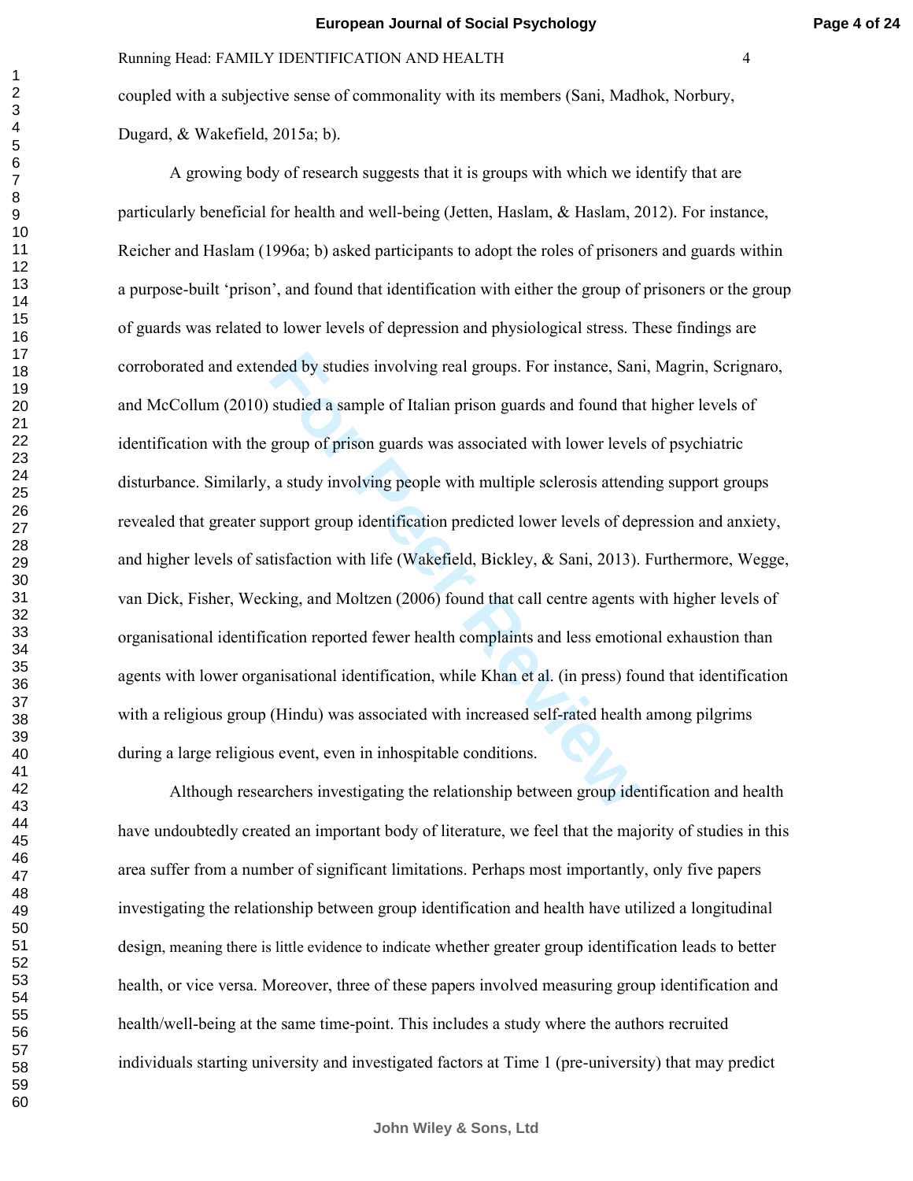coupled with a subjective sense of commonality with its members (Sani, Madhok, Norbury, Dugard, & Wakefield, 2015a; b).

A growing body of research suggests that it is groups with which we identify that are particularly beneficial for health and well-being (Jetten, Haslam, & Haslam, 2012). For instance, Reicher and Haslam (1996a; b) asked participants to adopt the roles of prisoners and guards within a purpose-built 'prison', and found that identification with either the group of prisoners or the group of guards was related to lower levels of depression and physiological stress. These findings are corroborated and extended by studies involving real groups. For instance, Sani, Magrin, Scrignaro, and McCollum (2010) studied a sample of Italian prison guards and found that higher levels of identification with the group of prison guards was associated with lower levels of psychiatric disturbance. Similarly, a study involving people with multiple sclerosis attending support groups revealed that greater support group identification predicted lower levels of depression and anxiety, and higher levels of satisfaction with life (Wakefield, Bickley, & Sani, 2013). Furthermore, Wegge, van Dick, Fisher, Wecking, and Moltzen (2006) found that call centre agents with higher levels of organisational identification reported fewer health complaints and less emotional exhaustion than agents with lower organisational identification, while Khan et al. (in press) found that identification with a religious group (Hindu) was associated with increased self-rated health among pilgrims during a large religious event, even in inhospitable conditions.

Although researchers investigating the relationship between group identification and health have undoubtedly created an important body of literature, we feel that the majority of studies in this area suffer from a number of significant limitations. Perhaps most importantly, only five papers investigating the relationship between group identification and health have utilized a longitudinal design, meaning there is little evidence to indicate whether greater group identification leads to better health, or vice versa. Moreover, three of these papers involved measuring group identification and health/well-being at the same time-point. This includes a study where the authors recruited individuals starting university and investigated factors at Time 1 (pre-university) that may predict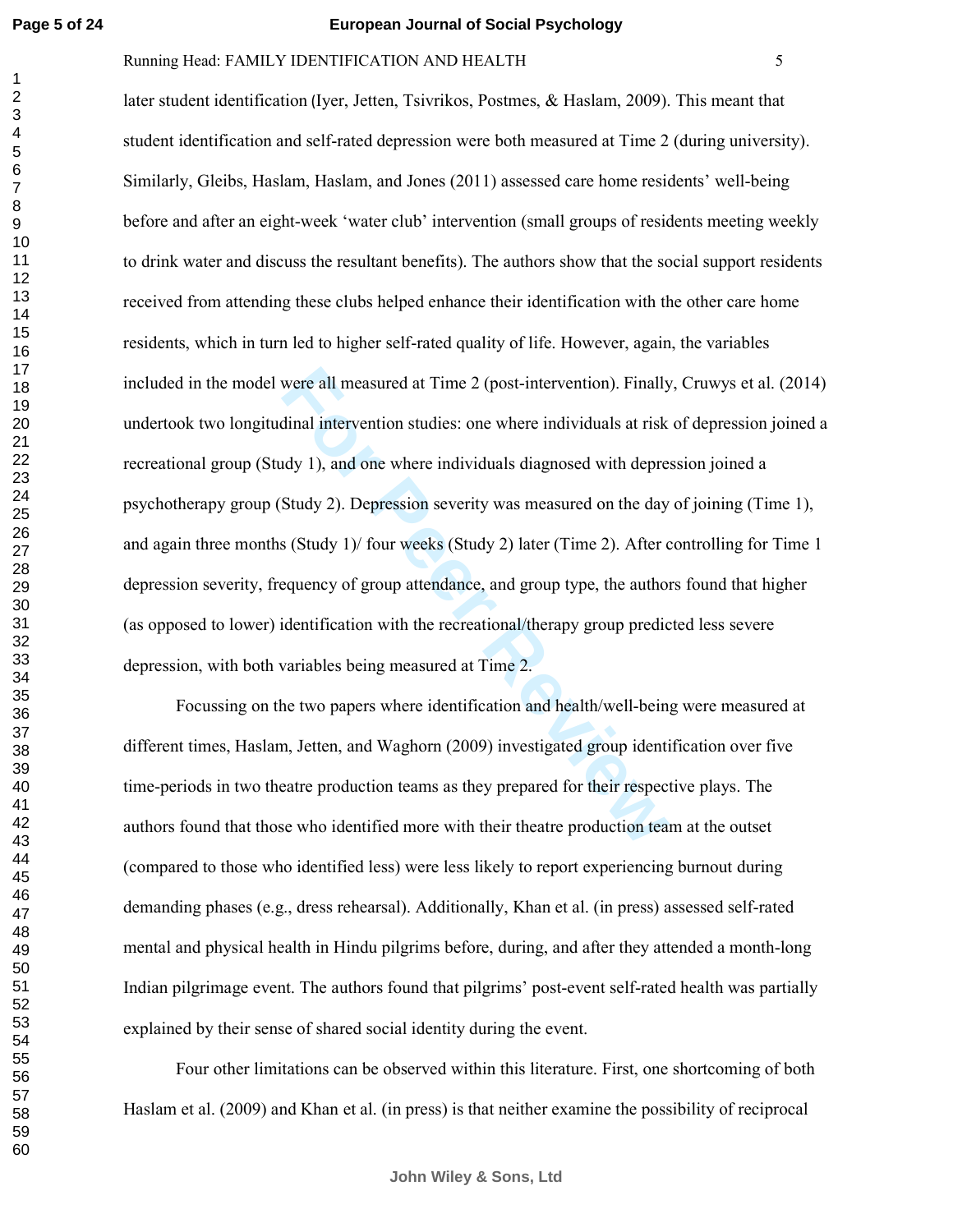later student identification (Iyer, Jetten, Tsivrikos, Postmes, & Haslam, 2009). This meant that student identification and self-rated depression were both measured at Time 2 (during university). Similarly, Gleibs, Haslam, Haslam, and Jones (2011) assessed care home residents' well-being before and after an eight-week 'water club' intervention (small groups of residents meeting weekly to drink water and discuss the resultant benefits). The authors show that the social support residents received from attending these clubs helped enhance their identification with the other care home residents, which in turn led to higher self-rated quality of life. However, again, the variables included in the model were all measured at Time 2 (post-intervention). Finally, Cruwys et al. (2014) undertook two longitudinal intervention studies: one where individuals at risk of depression joined a recreational group (Study 1), and one where individuals diagnosed with depression joined a psychotherapy group (Study 2). Depression severity was measured on the day of joining (Time 1), and again three months (Study 1)/ four weeks (Study 2) later (Time 2). After controlling for Time 1 depression severity, frequency of group attendance, and group type, the authors found that higher (as opposed to lower) identification with the recreational/therapy group predicted less severe depression, with both variables being measured at Time 2.

Focussing on the two papers where identification and health/well-being were measured at different times, Haslam, Jetten, and Waghorn (2009) investigated group identification over five time-periods in two theatre production teams as they prepared for their respective plays. The authors found that those who identified more with their theatre production team at the outset (compared to those who identified less) were less likely to report experiencing burnout during demanding phases (e.g., dress rehearsal). Additionally, Khan et al. (in press) assessed self-rated mental and physical health in Hindu pilgrims before, during, and after they attended a month-long Indian pilgrimage event. The authors found that pilgrims' post-event self-rated health was partially explained by their sense of shared social identity during the event.

Four other limitations can be observed within this literature. First, one shortcoming of both Haslam et al. (2009) and Khan et al. (in press) is that neither examine the possibility of reciprocal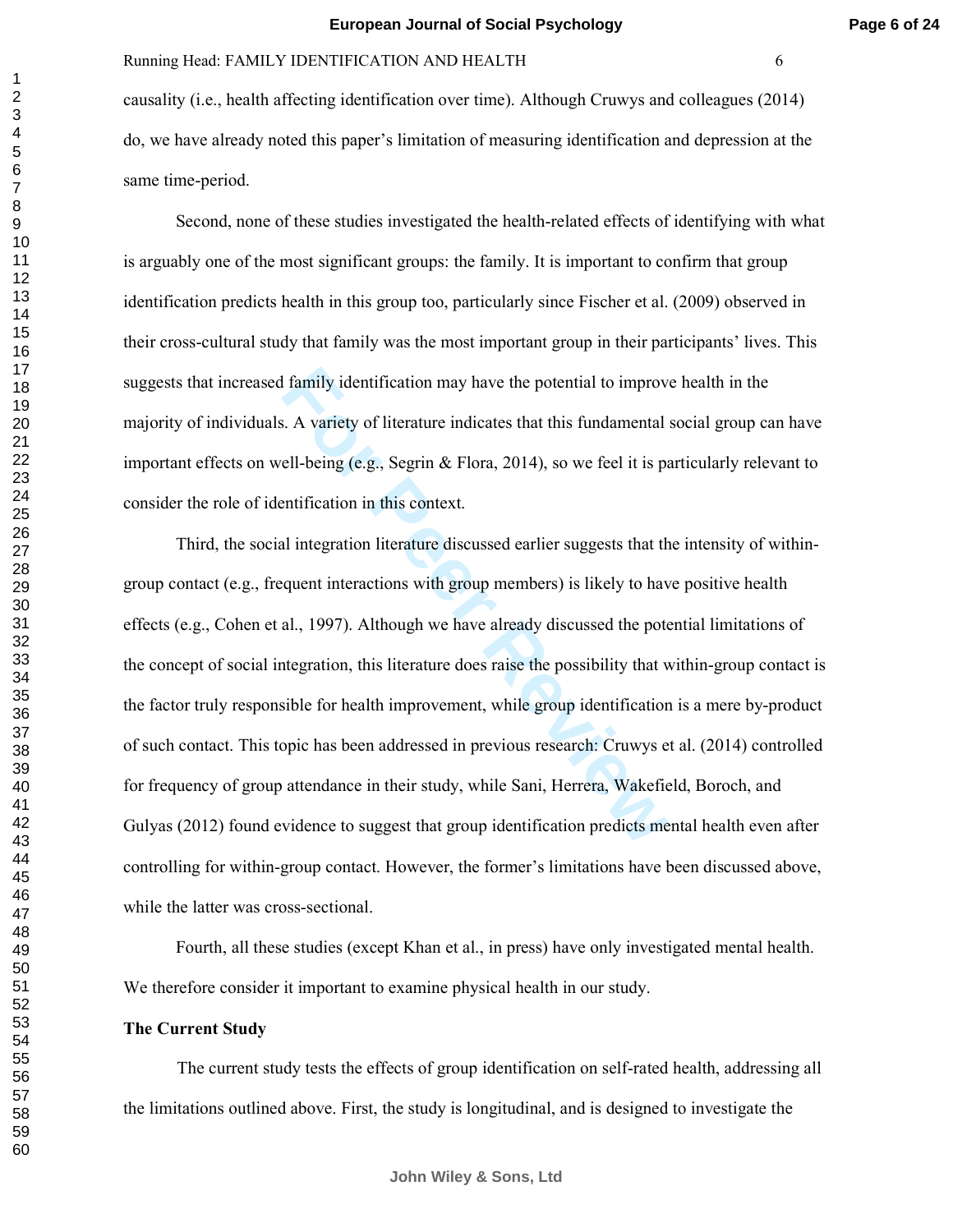causality (i.e., health affecting identification over time). Although Cruwys and colleagues (2014) do, we have already noted this paper's limitation of measuring identification and depression at the same time-period.

Second, none of these studies investigated the health-related effects of identifying with what is arguably one of the most significant groups: the family. It is important to confirm that group identification predicts health in this group too, particularly since Fischer et al. (2009) observed in their cross-cultural study that family was the most important group in their participants' lives. This suggests that increased family identification may have the potential to improve health in the majority of individuals. A variety of literature indicates that this fundamental social group can have important effects on well-being (e.g., Segrin & Flora, 2014), so we feel it is particularly relevant to consider the role of identification in this context.

Third, the social integration literature discussed earlier suggests that the intensity of within-group contact (e.g., frequent interactions with group members) is likely to have positive health effects (e.g., Cohen et al., 1997). Although we have already discussed the potential limitations of the concept of social integration, this literature does raise the possibility that within-group contact is the factor truly responsible for health improvement, while group identification is a mere by-product of such contact. This topic has been addressed in previous research: Cruwys et al. (2014) controlled for frequency of group attendance in their study, while Sani, Herrera, Wakefield, Boroch, and Gulyas (2012) found evidence to suggest that group identification predicts mental health even after controlling for within-group contact. However, the former's limitations have been discussed above, while the latter was cross-sectional.

Fourth, all these studies (except Khan et al., in press) have only investigated mental health. We therefore consider it important to examine physical health in our study.

**The Current Study**

The current study tests the effects of group identification on self-rated health, addressing all the limitations outlined above. First, the study is longitudinal, and is designed to investigate the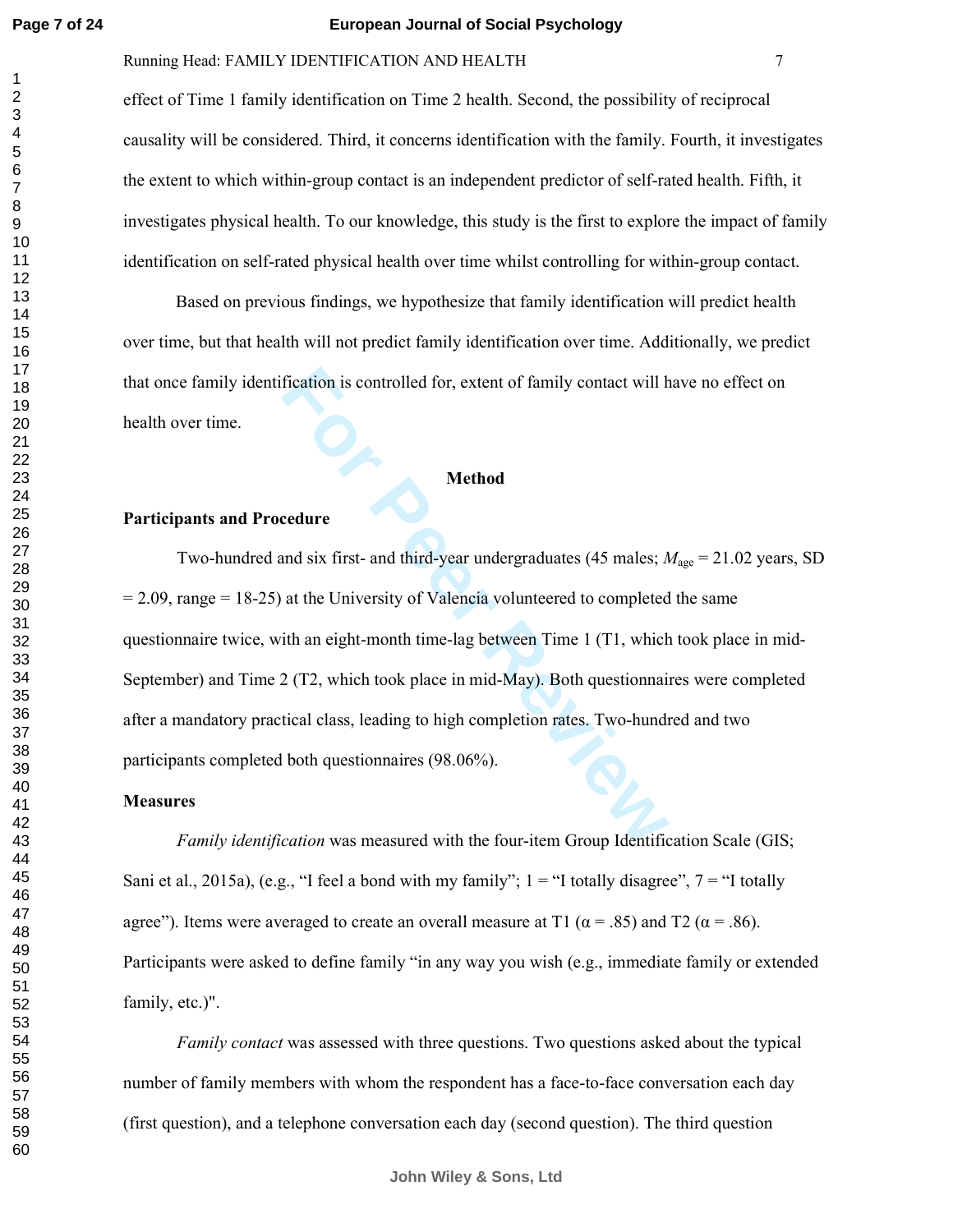effect of Time 1 family identification on Time 2 health. Second, the possibility of reciprocal causality will be considered. Third, it concerns identification with the family. Fourth, it investigates the extent to which within-group contact is an independent predictor of self-rated health. Fifth, it investigates physical health. To our knowledge, this study is the first to explore the impact of family identification on self-rated physical health over time whilst controlling for within-group contact.

Based on previous findings, we hypothesize that family identification will predict health over time, but that health will not predict family identification over time. Additionally, we predict that once family identification is controlled for, extent of family contact will have no effect on health over time.

## Method

### Participants and Procedure

Two-hundred and six first- and third-year undergraduates (45 males; $M_{age}$ = 21.02 years, SD = 2.09, range = 18-25) at the University of Valencia volunteered to completed the same questionnaire twice, with an eight-month time-lag between Time 1 (T1, which took place in mid-September) and Time 2 (T2, which took place in mid-May). Both questionnaires were completed after a mandatory practical class, leading to high completion rates. Two-hundred and two participants completed both questionnaires (98.06%).

### Measures

*Family identification* was measured with the four-item Group Identification Scale (GIS; Sani et al., 2015a), (e.g., "I feel a bond with my family"; 1 = "I totally disagree", 7 = "I totally agree"). Items were averaged to create an overall measure at T1 ($\alpha = .85$) and T2 ($\alpha = .86$). Participants were asked to define family "in any way you wish (e.g., immediate family or extended family, etc.)".

*Family contact* was assessed with three questions. Two questions asked about the typical number of family members with whom the respondent has a face-to-face conversation each day (first question), and a telephone conversation each day (second question). The third question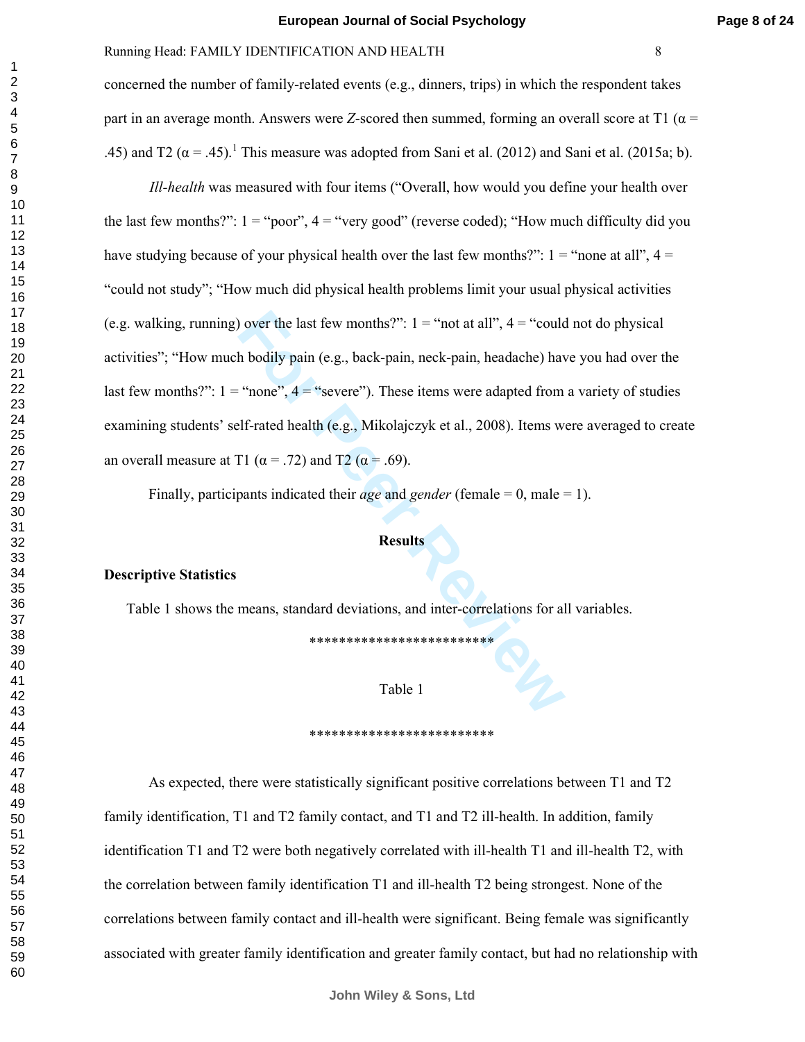concerned the number of family-related events (e.g., dinners, trips) in which the respondent takes part in an average month. Answers were *Z*-scored then summed, forming an overall score at T1 ($\alpha$ = .45) and T2 ($\alpha$ = .45).[1] This measure was adopted from Sani et al. (2012) and Sani et al. (2015a; b).

*Ill-health* was measured with four items ("Overall, how would you define your health over the last few months?": 1 = "poor", 4 = "very good" (reverse coded); "How much difficulty did you have studying because of your physical health over the last few months?": 1 = "none at all", 4 = "could not study"; "How much did physical health problems limit your usual physical activities (e.g. walking, running) over the last few months?": 1 = "not at all", 4 = "could not do physical activities"; "How much bodily pain (e.g., back-pain, neck-pain, headache) have you had over the last few months?": 1 = "none", 4 = "severe"). These items were adapted from a variety of studies examining students' self-rated health (e.g., Mikolajczyk et al., 2008). Items were averaged to create an overall measure at T1 ($\alpha$ = .72) and T2 ($\alpha$ = .69).

Finally, participants indicated their *age* and *gender* (female = 0, male = 1).

# Results

## Descriptive Statistics

Table 1 shows the means, standard deviations, and inter-correlations for all variables.

*************************

Table 1

*************************

As expected, there were statistically significant positive correlations between T1 and T2 family identification, T1 and T2 family contact, and T1 and T2 ill-health. In addition, family identification T1 and T2 were both negatively correlated with ill-health T1 and ill-health T2, with the correlation between family identification T1 and ill-health T2 being strongest. None of the correlations between family contact and ill-health were significant. Being female was significantly associated with greater family identification and greater family contact, but had no relationship with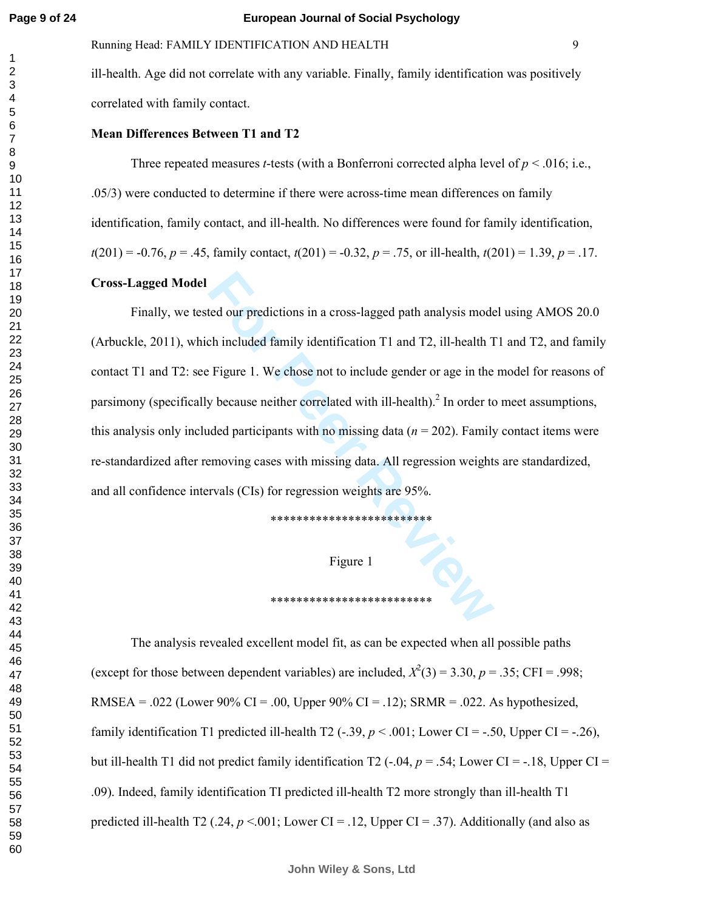ill-health. Age did not correlate with any variable. Finally, family identification was positively correlated with family contact.

**Mean Differences Between T1 and T2**

Three repeated measures *t*-tests (with a Bonferroni corrected alpha level of $p < .016$; i.e., .05/3) were conducted to determine if there were across-time mean differences on family identification, family contact, and ill-health. No differences were found for family identification, $t(201) = -0.76$, $p = .45$, family contact, $t(201) = -0.32$, $p = .75$, or ill-health, $t(201) = 1.39$, $p = .17$.

**Cross-Lagged Model**

Finally, we tested our predictions in a cross-lagged path analysis model using AMOS 20.0 (Arbuckle, 2011), which included family identification T1 and T2, ill-health T1 and T2, and family contact T1 and T2: see Figure 1. We chose not to include gender or age in the model for reasons of parsimony (specifically because neither correlated with ill-health).[2] In order to meet assumptions, this analysis only included participants with no missing data ($n = 202$). Family contact items were re-standardized after removing cases with missing data. All regression weights are standardized, and all confidence intervals (CIs) for regression weights are 95%.

*************************

Figure 1

*************************

The analysis revealed excellent model fit, as can be expected when all possible paths (except for those between dependent variables) are included, $X^2(3) = 3.30$, $p = .35$; CFI = .998; RMSEA = .022 (Lower 90% CI = .00, Upper 90% CI = .12); SRMR = .022. As hypothesized, family identification T1 predicted ill-health T2 (-.39, $p < .001$; Lower CI = -.50, Upper CI = -.26), but ill-health T1 did not predict family identification T2 (-.04, $p = .54$; Lower CI = -.18, Upper CI = .09). Indeed, family identification TI predicted ill-health T2 more strongly than ill-health T1 predicted ill-health T2 (.24, $p <.001$; Lower CI = .12, Upper CI = .37). Additionally (and also as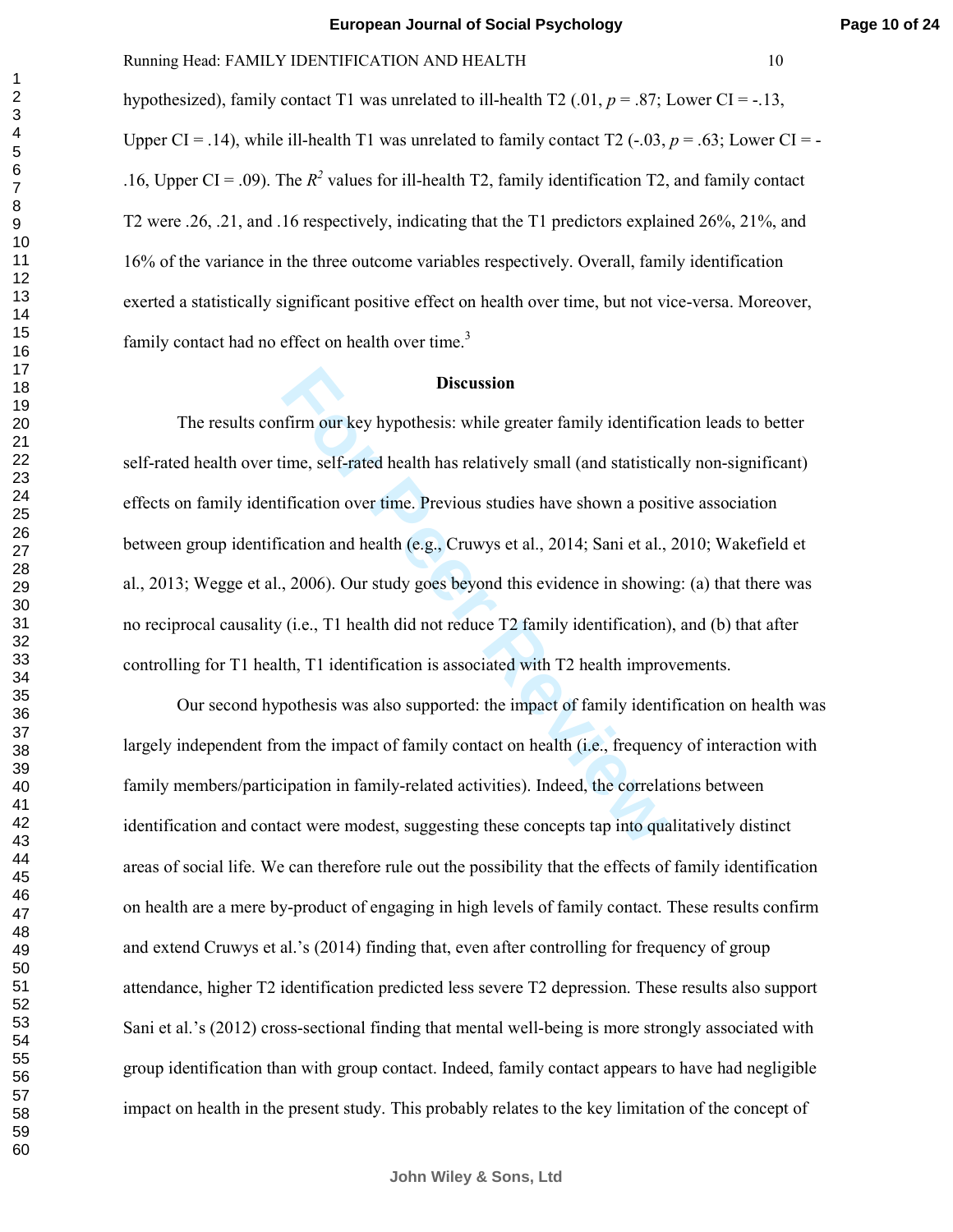hypothesized), family contact T1 was unrelated to ill-health T2 (.01, $p = .87$; Lower CI = -.13, Upper CI = .14), while ill-health T1 was unrelated to family contact T2 (-.03, $p = .63$; Lower CI = -.16, Upper CI = .09). The $R^2$ values for ill-health T2, family identification T2, and family contact T2 were .26, .21, and .16 respectively, indicating that the T1 predictors explained 26%, 21%, and 16% of the variance in the three outcome variables respectively. Overall, family identification exerted a statistically significant positive effect on health over time, but not vice-versa. Moreover, family contact had no effect on health over time.[3]

## Discussion

The results confirm our key hypothesis: while greater family identification leads to better self-rated health over time, self-rated health has relatively small (and statistically non-significant) effects on family identification over time. Previous studies have shown a positive association between group identification and health (e.g., Cruwys et al., 2014; Sani et al., 2010; Wakefield et al., 2013; Wegge et al., 2006). Our study goes beyond this evidence in showing: (a) that there was no reciprocal causality (i.e., T1 health did not reduce T2 family identification), and (b) that after controlling for T1 health, T1 identification is associated with T2 health improvements.

Our second hypothesis was also supported: the impact of family identification on health was largely independent from the impact of family contact on health (i.e., frequency of interaction with family members/participation in family-related activities). Indeed, the correlations between identification and contact were modest, suggesting these concepts tap into qualitatively distinct areas of social life. We can therefore rule out the possibility that the effects of family identification on health are a mere by-product of engaging in high levels of family contact. These results confirm and extend Cruwys et al.'s (2014) finding that, even after controlling for frequency of group attendance, higher T2 identification predicted less severe T2 depression. These results also support Sani et al.'s (2012) cross-sectional finding that mental well-being is more strongly associated with group identification than with group contact. Indeed, family contact appears to have had negligible impact on health in the present study. This probably relates to the key limitation of the concept of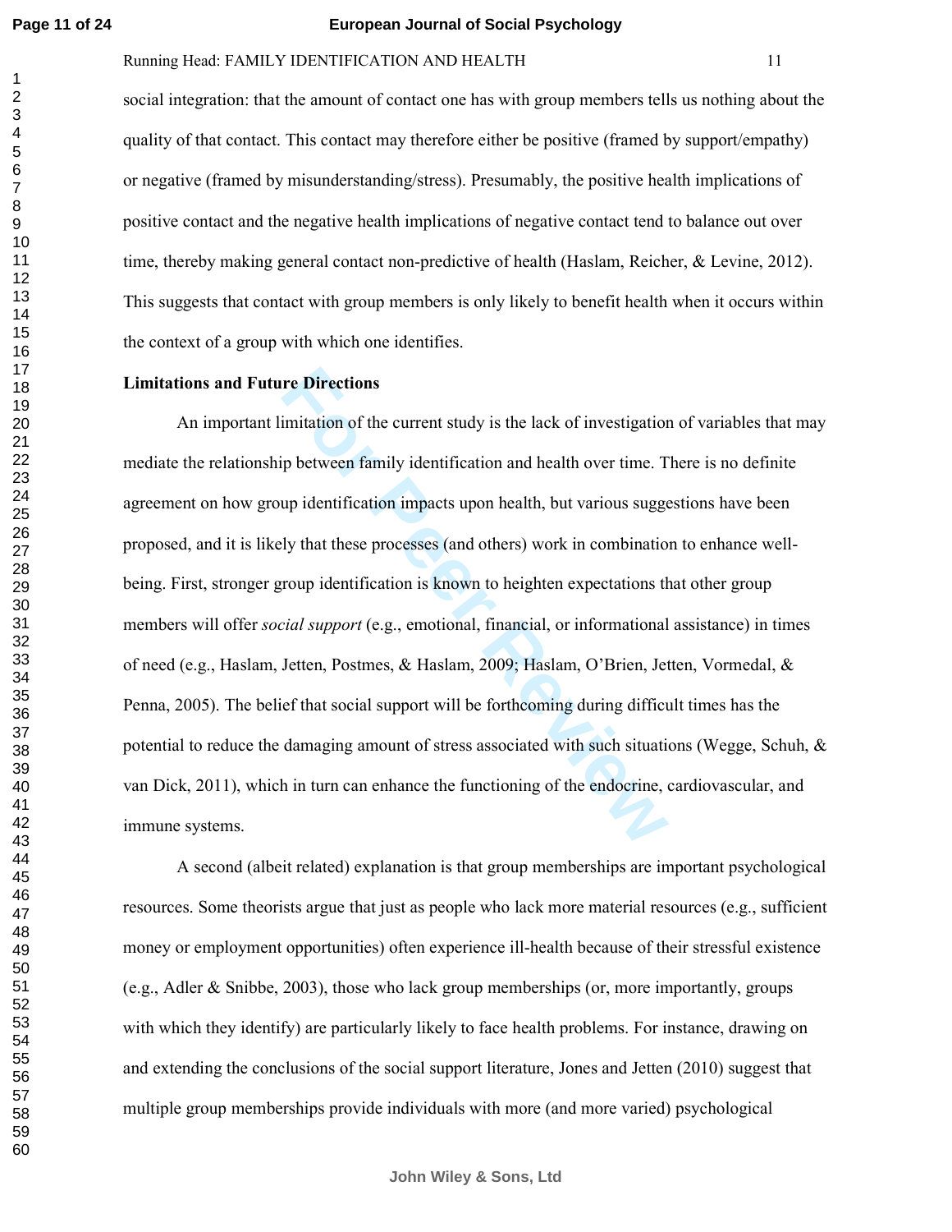social integration: that the amount of contact one has with group members tells us nothing about the quality of that contact. This contact may therefore either be positive (framed by support/empathy) or negative (framed by misunderstanding/stress). Presumably, the positive health implications of positive contact and the negative health implications of negative contact tend to balance out over time, thereby making general contact non-predictive of health (Haslam, Reicher, & Levine, 2012). This suggests that contact with group members is only likely to benefit health when it occurs within the context of a group with which one identifies.

**Limitations and Future Directions**

An important limitation of the current study is the lack of investigation of variables that may mediate the relationship between family identification and health over time. There is no definite agreement on how group identification impacts upon health, but various suggestions have been proposed, and it is likely that these processes (and others) work in combination to enhance well-being. First, stronger group identification is known to heighten expectations that other group members will offer *social support* (e.g., emotional, financial, or informational assistance) in times of need (e.g., Haslam, Jetten, Postmes, & Haslam, 2009; Haslam, O'Brien, Jetten, Vormedal, & Penna, 2005). The belief that social support will be forthcoming during difficult times has the potential to reduce the damaging amount of stress associated with such situations (Wegge, Schuh, & van Dick, 2011), which in turn can enhance the functioning of the endocrine, cardiovascular, and immune systems.

A second (albeit related) explanation is that group memberships are important psychological resources. Some theorists argue that just as people who lack more material resources (e.g., sufficient money or employment opportunities) often experience ill-health because of their stressful existence (e.g., Adler & Snibbe, 2003), those who lack group memberships (or, more importantly, groups with which they identify) are particularly likely to face health problems. For instance, drawing on and extending the conclusions of the social support literature, Jones and Jetten (2010) suggest that multiple group memberships provide individuals with more (and more varied) psychological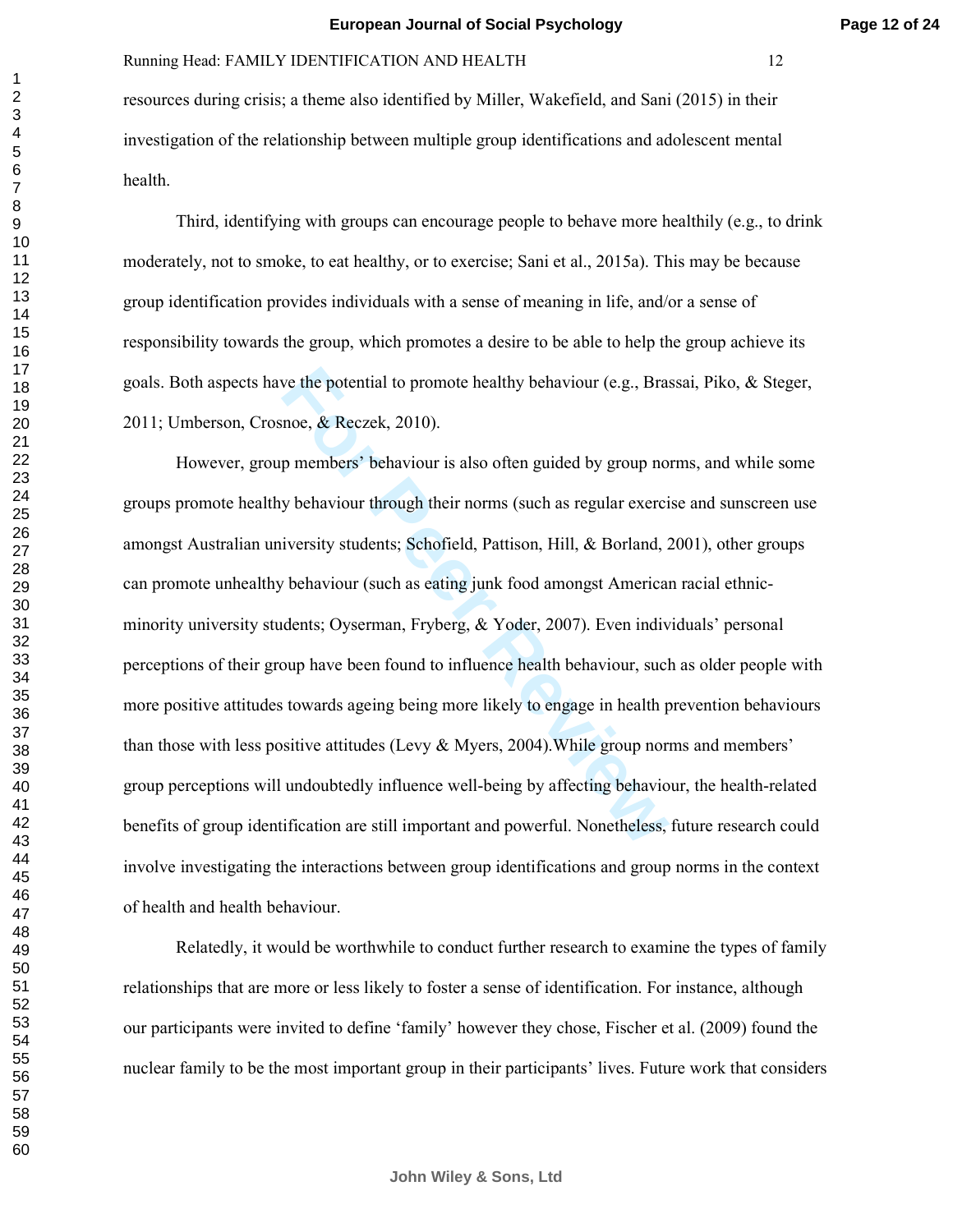resources during crisis; a theme also identified by Miller, Wakefield, and Sani (2015) in their investigation of the relationship between multiple group identifications and adolescent mental health.

Third, identifying with groups can encourage people to behave more healthily (e.g., to drink moderately, not to smoke, to eat healthy, or to exercise; Sani et al., 2015a). This may be because group identification provides individuals with a sense of meaning in life, and/or a sense of responsibility towards the group, which promotes a desire to be able to help the group achieve its goals. Both aspects have the potential to promote healthy behaviour (e.g., Brassai, Piko, & Steger, 2011; Umberson, Crosnoe, & Reczek, 2010).

However, group members' behaviour is also often guided by group norms, and while some groups promote healthy behaviour through their norms (such as regular exercise and sunscreen use amongst Australian university students; Schofield, Pattison, Hill, & Borland, 2001), other groups can promote unhealthy behaviour (such as eating junk food amongst American racial ethnic-minority university students; Oyserman, Fryberg, & Yoder, 2007). Even individuals' personal perceptions of their group have been found to influence health behaviour, such as older people with more positive attitudes towards ageing being more likely to engage in health prevention behaviours than those with less positive attitudes (Levy & Myers, 2004).While group norms and members' group perceptions will undoubtedly influence well-being by affecting behaviour, the health-related benefits of group identification are still important and powerful. Nonetheless, future research could involve investigating the interactions between group identifications and group norms in the context of health and health behaviour.

Relatedly, it would be worthwhile to conduct further research to examine the types of family relationships that are more or less likely to foster a sense of identification. For instance, although our participants were invited to define 'family' however they chose, Fischer et al. (2009) found the nuclear family to be the most important group in their participants' lives. Future work that considers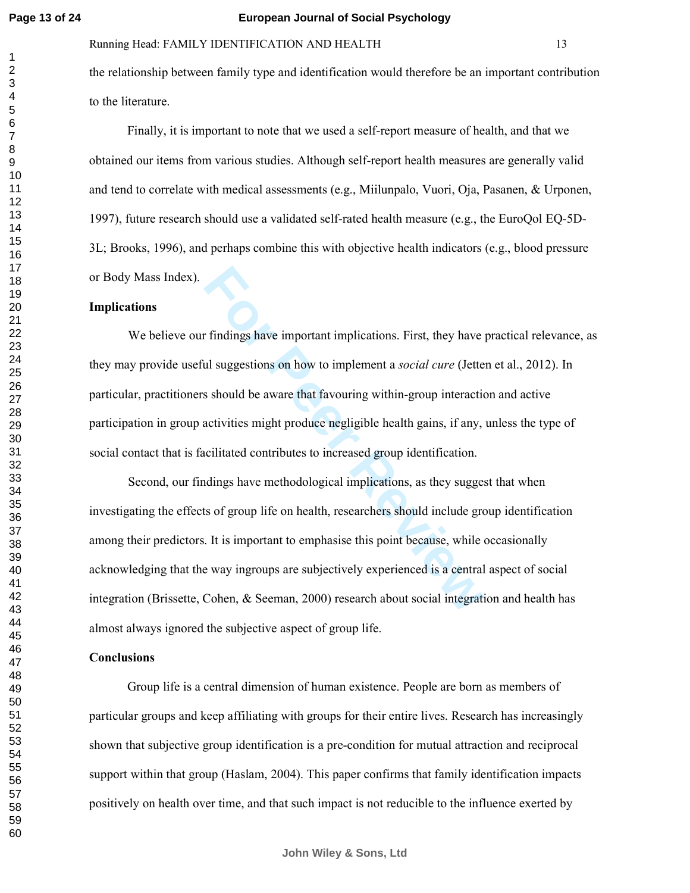the relationship between family type and identification would therefore be an important contribution to the literature.

Finally, it is important to note that we used a self-report measure of health, and that we obtained our items from various studies. Although self-report health measures are generally valid and tend to correlate with medical assessments (e.g., Miilunpalo, Vuori, Oja, Pasanen, & Urponen, 1997), future research should use a validated self-rated health measure (e.g., the EuroQol EQ-5D-3L; Brooks, 1996), and perhaps combine this with objective health indicators (e.g., blood pressure or Body Mass Index).

## Implications

We believe our findings have important implications. First, they have practical relevance, as they may provide useful suggestions on how to implement a *social cure* (Jetten et al., 2012). In particular, practitioners should be aware that favouring within-group interaction and active participation in group activities might produce negligible health gains, if any, unless the type of social contact that is facilitated contributes to increased group identification.

Second, our findings have methodological implications, as they suggest that when investigating the effects of group life on health, researchers should include group identification among their predictors. It is important to emphasise this point because, while occasionally acknowledging that the way ingroups are subjectively experienced is a central aspect of social integration (Brissette, Cohen, & Seeman, 2000) research about social integration and health has almost always ignored the subjective aspect of group life.

## Conclusions

Group life is a central dimension of human existence. People are born as members of particular groups and keep affiliating with groups for their entire lives. Research has increasingly shown that subjective group identification is a pre-condition for mutual attraction and reciprocal support within that group (Haslam, 2004). This paper confirms that family identification impacts positively on health over time, and that such impact is not reducible to the influence exerted by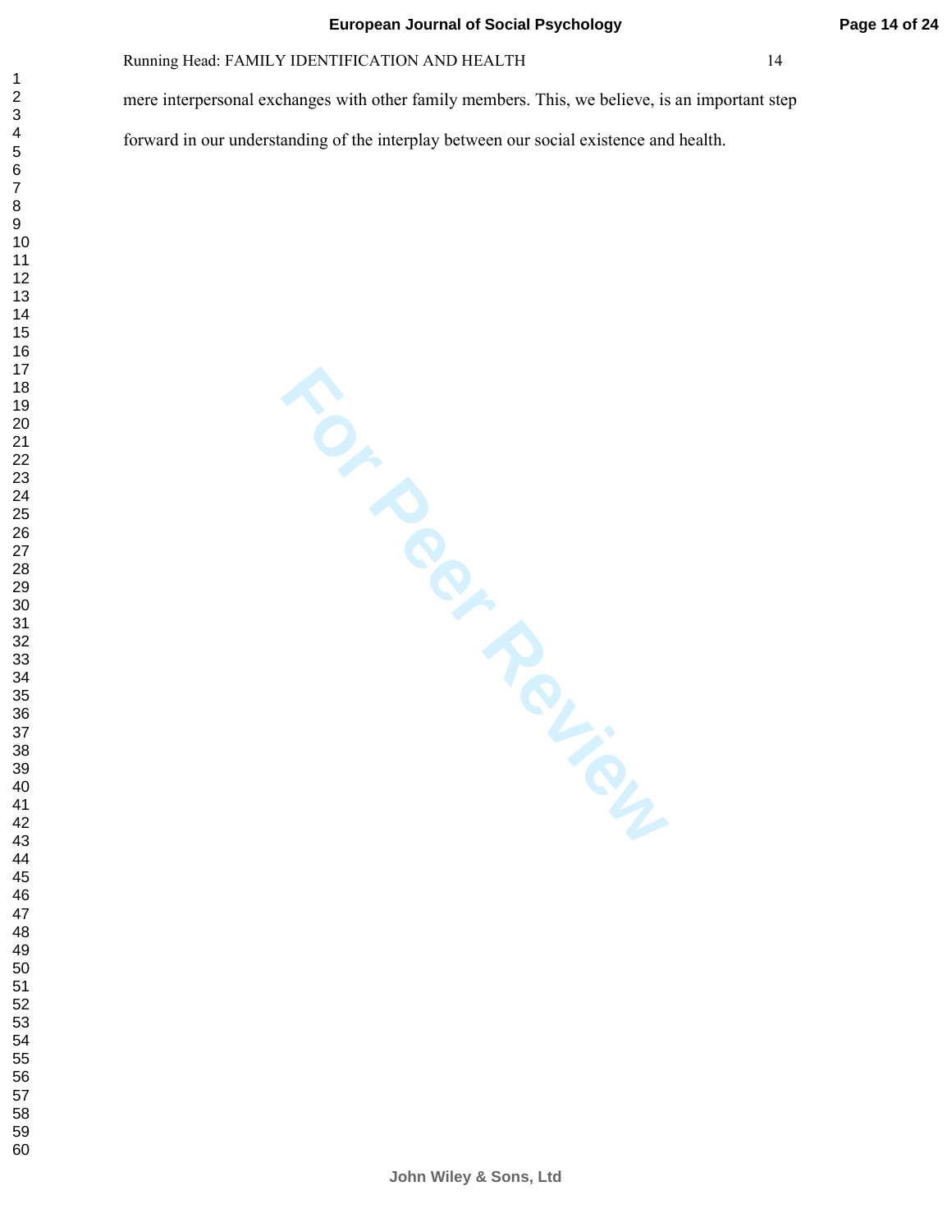mere interpersonal exchanges with other family members. This, we believe, is an important step forward in our understanding of the interplay between our social existence and health.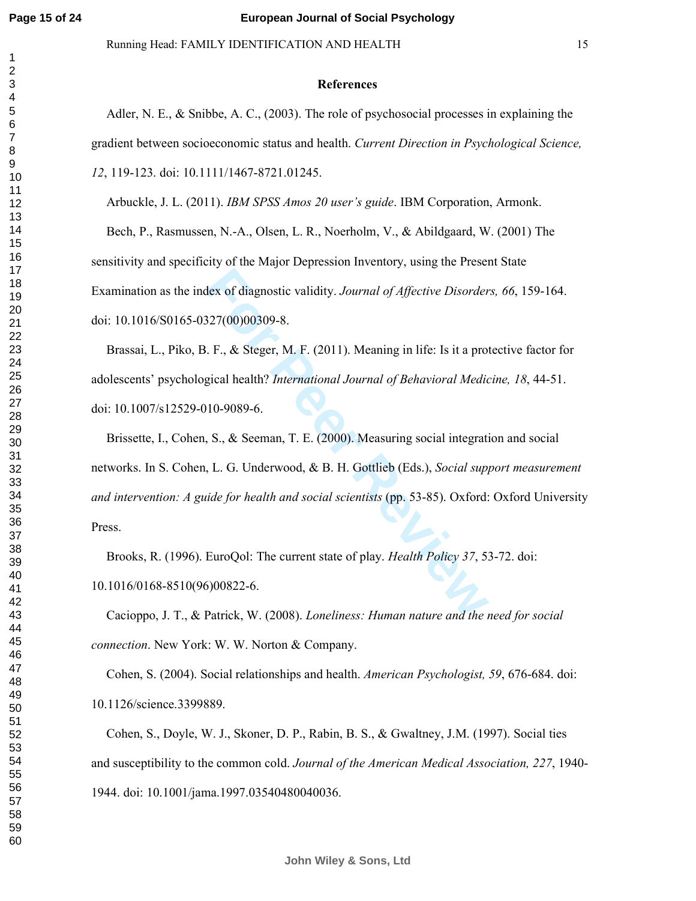# References

Adler, N. E., & Snibbe, A. C., (2003). The role of psychosocial processes in explaining the gradient between socioeconomic status and health. *Current Direction in Psychological Science, 12*, 119-123. doi: 10.1111/1467-8721.01245.

Arbuckle, J. L. (2011). *IBM SPSS Amos 20 user's guide*. IBM Corporation, Armonk.

Bech, P., Rasmussen, N.-A., Olsen, L. R., Noerholm, V., & Abildgaard, W. (2001) The sensitivity and specificity of the Major Depression Inventory, using the Present State Examination as the index of diagnostic validity. *Journal of Affective Disorders, 66*, 159-164. doi: 10.1016/S0165-0327(00)00309-8.

Brassai, L., Piko, B. F., & Steger, M. F. (2011). Meaning in life: Is it a protective factor for adolescents' psychological health? *International Journal of Behavioral Medicine, 18*, 44-51. doi: 10.1007/s12529-010-9089-6.

Brissette, I., Cohen, S., & Seeman, T. E. (2000). Measuring social integration and social networks. In S. Cohen, L. G. Underwood, & B. H. Gottlieb (Eds.), *Social support measurement and intervention: A guide for health and social scientists* (pp. 53-85). Oxford: Oxford University Press.

Brooks, R. (1996). EuroQol: The current state of play. *Health Policy 37*, 53-72. doi: 10.1016/0168-8510(96)00822-6.

Cacioppo, J. T., & Patrick, W. (2008). *Loneliness: Human nature and the need for social connection*. New York: W. W. Norton & Company.

Cohen, S. (2004). Social relationships and health. *American Psychologist, 59*, 676-684. doi: 10.1126/science.3399889.

Cohen, S., Doyle, W. J., Skoner, D. P., Rabin, B. S., & Gwaltney, J.M. (1997). Social ties and susceptibility to the common cold. *Journal of the American Medical Association, 227*, 1940-1944. doi: 10.1001/jama.1997.03540480040036.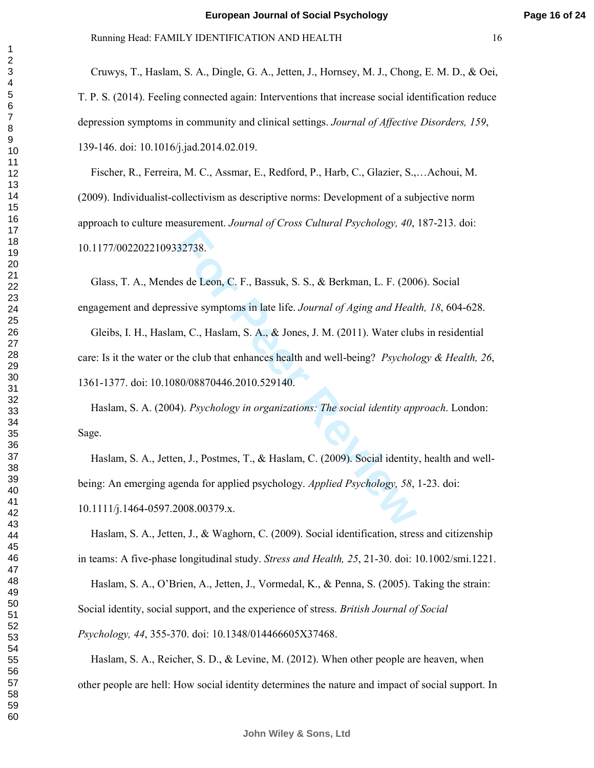Cruwys, T., Haslam, S. A., Dingle, G. A., Jetten, J., Hornsey, M. J., Chong, E. M. D., & Oei, T. P. S. (2014). Feeling connected again: Interventions that increase social identification reduce depression symptoms in community and clinical settings. *Journal of Affective Disorders, 159*, 139-146. doi: 10.1016/j.jad.2014.02.019.

Fischer, R., Ferreira, M. C., Assmar, E., Redford, P., Harb, C., Glazier, S.,…Achoui, M. (2009). Individualist-collectivism as descriptive norms: Development of a subjective norm approach to culture measurement. *Journal of Cross Cultural Psychology, 40*, 187-213. doi: 10.1177/0022022109332738.

Glass, T. A., Mendes de Leon, C. F., Bassuk, S. S., & Berkman, L. F. (2006). Social engagement and depressive symptoms in late life. *Journal of Aging and Health, 18*, 604-628.

Gleibs, I. H., Haslam, C., Haslam, S. A., & Jones, J. M. (2011). Water clubs in residential care: Is it the water or the club that enhances health and well-being? *Psychology & Health, 26*, 1361-1377. doi: 10.1080/08870446.2010.529140.

Haslam, S. A. (2004). *Psychology in organizations: The social identity approach*. London: Sage.

Haslam, S. A., Jetten, J., Postmes, T., & Haslam, C. (2009). Social identity, health and well-being: An emerging agenda for applied psychology. *Applied Psychology, 58*, 1-23. doi: 10.1111/j.1464-0597.2008.00379.x.

Haslam, S. A., Jetten, J., & Waghorn, C. (2009). Social identification, stress and citizenship in teams: A five-phase longitudinal study. *Stress and Health, 25*, 21-30. doi: 10.1002/smi.1221.

Haslam, S. A., O'Brien, A., Jetten, J., Vormedal, K., & Penna, S. (2005). Taking the strain: Social identity, social support, and the experience of stress. *British Journal of Social Psychology, 44*, 355-370. doi: 10.1348/014466605X37468.

Haslam, S. A., Reicher, S. D., & Levine, M. (2012). When other people are heaven, when other people are hell: How social identity determines the nature and impact of social support. In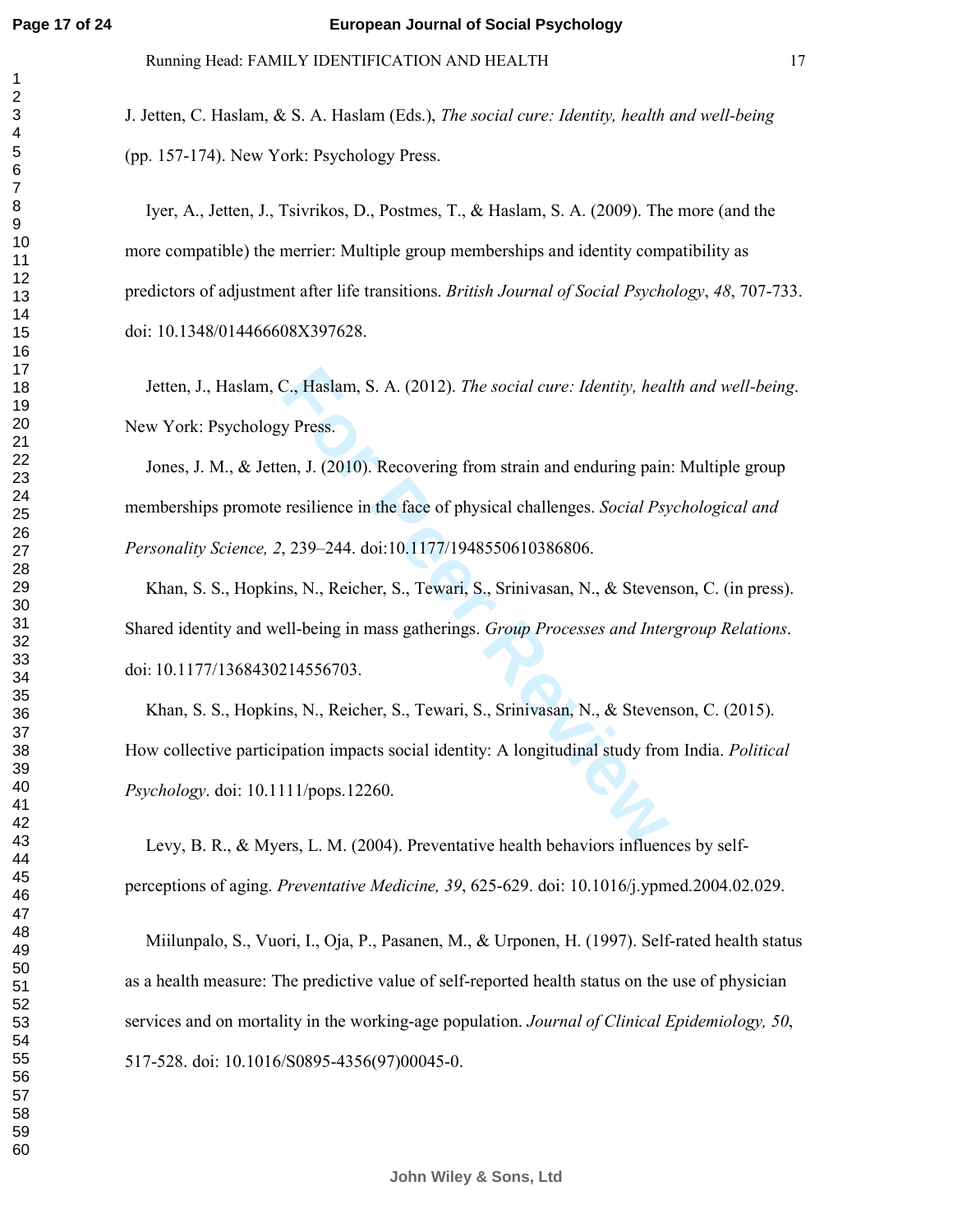J. Jetten, C. Haslam, & S. A. Haslam (Eds.), *The social cure: Identity, health and well-being* (pp. 157-174). New York: Psychology Press.

Iyer, A., Jetten, J., Tsivrikos, D., Postmes, T., & Haslam, S. A. (2009). The more (and the more compatible) the merrier: Multiple group memberships and identity compatibility as predictors of adjustment after life transitions. *British Journal of Social Psychology*, *48*, 707-733. doi: 10.1348/014466608X397628.

Jetten, J., Haslam, C., Haslam, S. A. (2012). *The social cure: Identity, health and well-being*. New York: Psychology Press.

Jones, J. M., & Jetten, J. (2010). Recovering from strain and enduring pain: Multiple group memberships promote resilience in the face of physical challenges. *Social Psychological and Personality Science, 2*, 239–244. doi:10.1177/1948550610386806.

Khan, S. S., Hopkins, N., Reicher, S., Tewari, S., Srinivasan, N., & Stevenson, C. (in press). Shared identity and well-being in mass gatherings. *Group Processes and Intergroup Relations*. doi: 10.1177/1368430214556703.

Khan, S. S., Hopkins, N., Reicher, S., Tewari, S., Srinivasan, N., & Stevenson, C. (2015). How collective participation impacts social identity: A longitudinal study from India. *Political Psychology*. doi: 10.1111/pops.12260.

Levy, B. R., & Myers, L. M. (2004). Preventative health behaviors influences by self-perceptions of aging. *Preventative Medicine, 39*, 625-629. doi: 10.1016/j.ypmed.2004.02.029.

Miilunpalo, S., Vuori, I., Oja, P., Pasanen, M., & Urponen, H. (1997). Self-rated health status as a health measure: The predictive value of self-reported health status on the use of physician services and on mortality in the working-age population. *Journal of Clinical Epidemiology, 50*, 517-528. doi: 10.1016/S0895-4356(97)00045-0.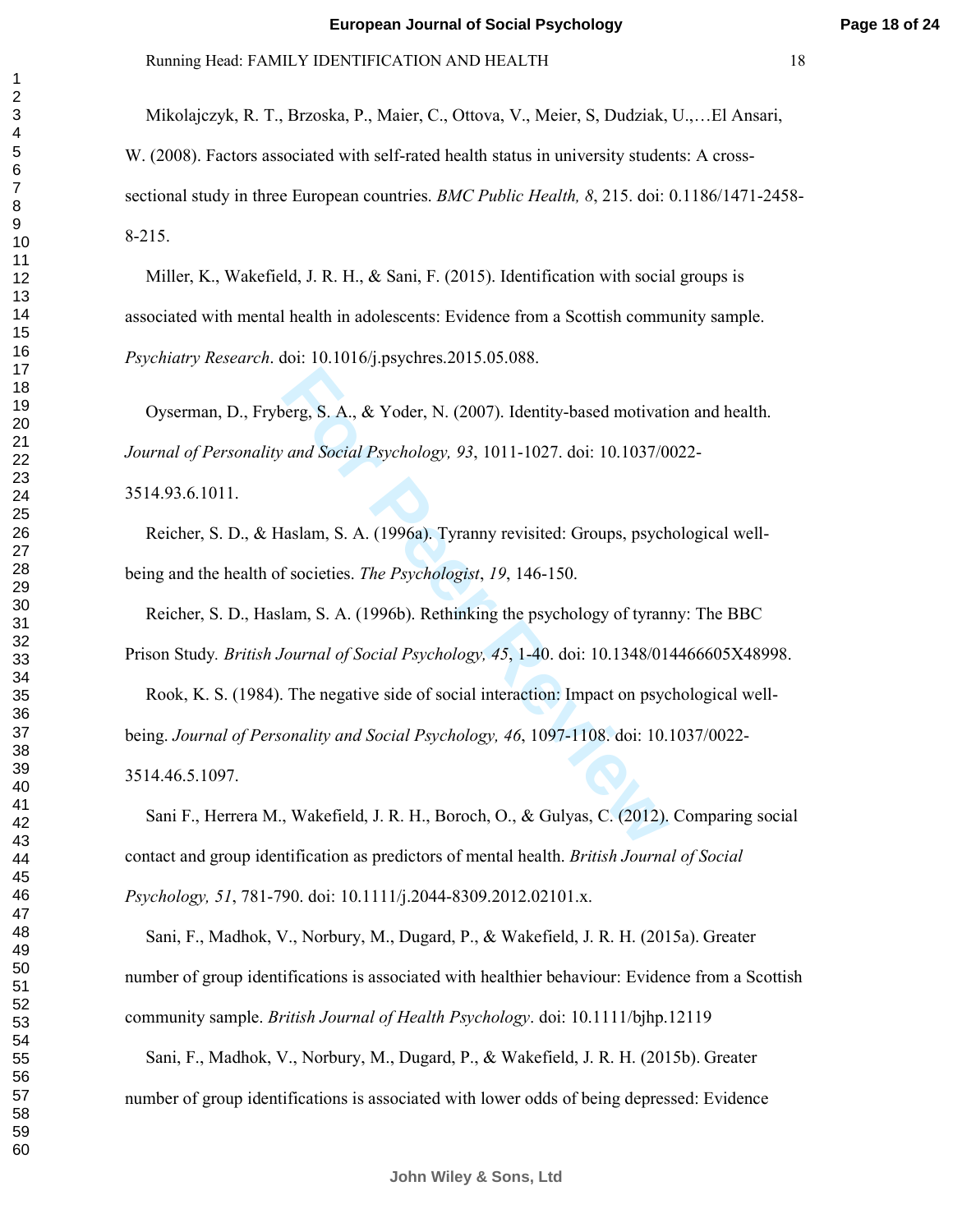Mikolajczyk, R. T., Brzoska, P., Maier, C., Ottova, V., Meier, S, Dudziak, U.,…El Ansari, W. (2008). Factors associated with self-rated health status in university students: A cross-sectional study in three European countries. *BMC Public Health, 8*, 215. doi: 0.1186/1471-2458-8-215.

Miller, K., Wakefield, J. R. H., & Sani, F. (2015). Identification with social groups is associated with mental health in adolescents: Evidence from a Scottish community sample. *Psychiatry Research*. doi: 10.1016/j.psychres.2015.05.088.

Oyserman, D., Fryberg, S. A., & Yoder, N. (2007). Identity-based motivation and health. *Journal of Personality and Social Psychology, 93*, 1011-1027. doi: 10.1037/0022-3514.93.6.1011.

Reicher, S. D., & Haslam, S. A. (1996a). Tyranny revisited: Groups, psychological well-being and the health of societies. *The Psychologist*, *19*, 146-150.

Reicher, S. D., Haslam, S. A. (1996b). Rethinking the psychology of tyranny: The BBC Prison Study. *British Journal of Social Psychology, 45*, 1-40. doi: 10.1348/014466605X48998.

Rook, K. S. (1984). The negative side of social interaction: Impact on psychological well-being. *Journal of Personality and Social Psychology, 46*, 1097-1108. doi: 10.1037/0022-3514.46.5.1097.

Sani F., Herrera M., Wakefield, J. R. H., Boroch, O., & Gulyas, C. (2012). Comparing social contact and group identification as predictors of mental health. *British Journal of Social Psychology, 51*, 781-790. doi: 10.1111/j.2044-8309.2012.02101.x.

Sani, F., Madhok, V., Norbury, M., Dugard, P., & Wakefield, J. R. H. (2015a). Greater number of group identifications is associated with healthier behaviour: Evidence from a Scottish community sample. *British Journal of Health Psychology*. doi: 10.1111/bjhp.12119

Sani, F., Madhok, V., Norbury, M., Dugard, P., & Wakefield, J. R. H. (2015b). Greater number of group identifications is associated with lower odds of being depressed: Evidence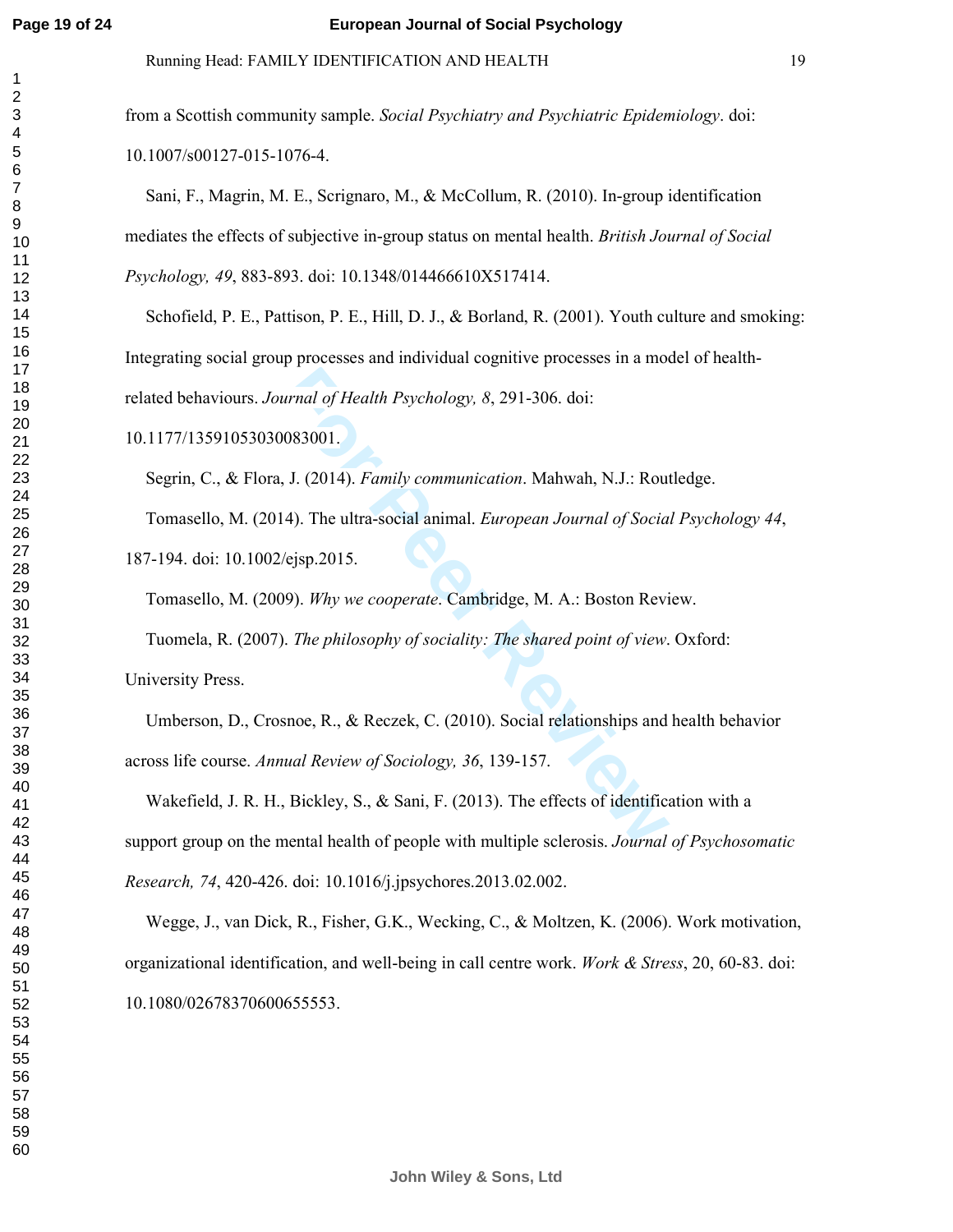from a Scottish community sample. *Social Psychiatry and Psychiatric Epidemiology*. doi: 10.1007/s00127-015-1076-4.

Sani, F., Magrin, M. E., Scrignaro, M., & McCollum, R. (2010). In-group identification mediates the effects of subjective in-group status on mental health. *British Journal of Social Psychology, 49*, 883-893. doi: 10.1348/014466610X517414.

Schofield, P. E., Pattison, P. E., Hill, D. J., & Borland, R. (2001). Youth culture and smoking: Integrating social group processes and individual cognitive processes in a model of health-related behaviours. *Journal of Health Psychology, 8*, 291-306. doi: 10.1177/13591053030083001.

Segrin, C., & Flora, J. (2014). *Family communication*. Mahwah, N.J.: Routledge.

Tomasello, M. (2014). The ultra-social animal. *European Journal of Social Psychology 44*, 187-194. doi: 10.1002/ejsp.2015.

Tomasello, M. (2009). *Why we cooperate*. Cambridge, M. A.: Boston Review.

Tuomela, R. (2007). *The philosophy of sociality: The shared point of view*. Oxford: University Press.

Umberson, D., Crosnoe, R., & Reczek, C. (2010). Social relationships and health behavior across life course. *Annual Review of Sociology, 36*, 139-157.

Wakefield, J. R. H., Bickley, S., & Sani, F. (2013). The effects of identification with a support group on the mental health of people with multiple sclerosis. *Journal of Psychosomatic Research, 74*, 420-426. doi: 10.1016/j.jpsychores.2013.02.002.

Wegge, J., van Dick, R., Fisher, G.K., Wecking, C., & Moltzen, K. (2006). Work motivation, organizational identification, and well-being in call centre work. *Work & Stress*, 20, 60-83. doi: 10.1080/02678370600655553.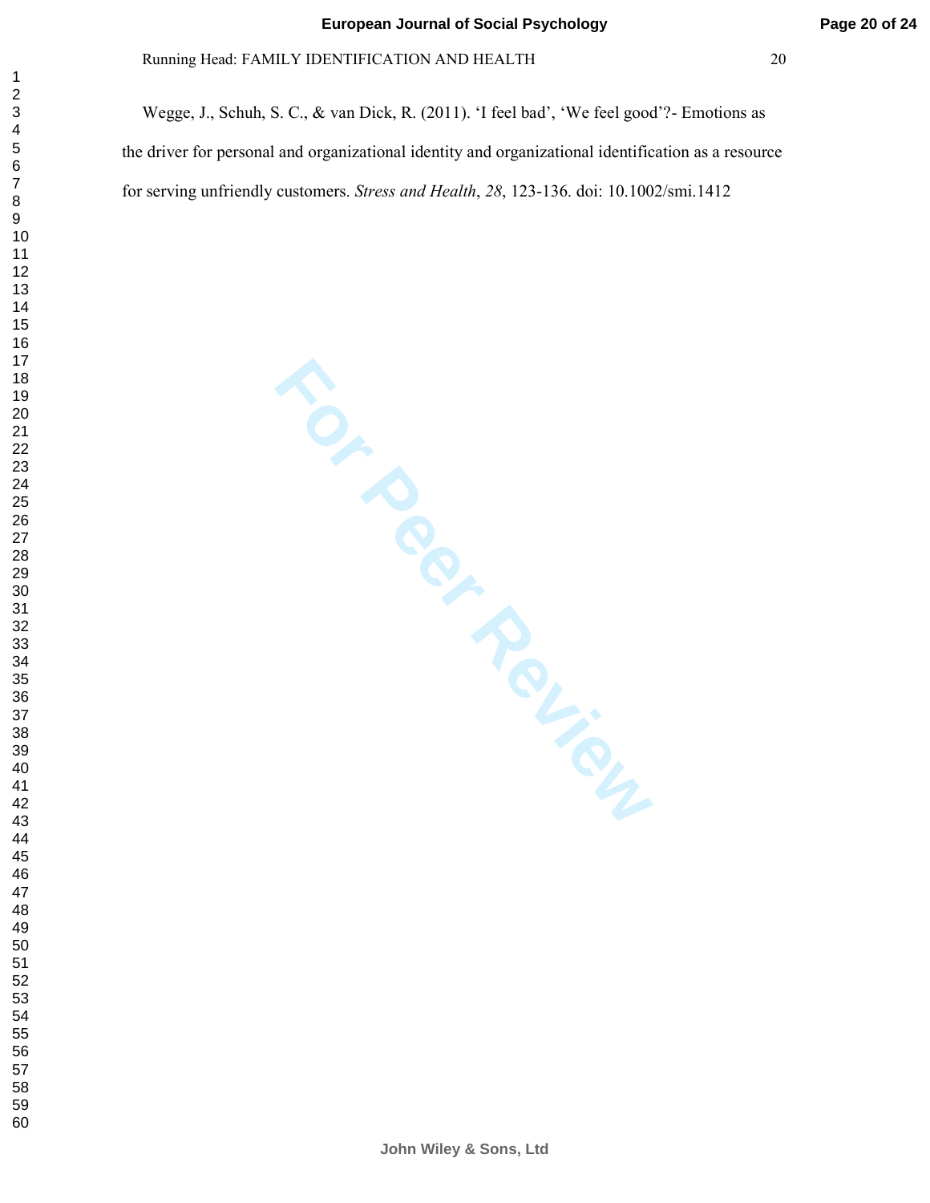Wegge, J., Schuh, S. C., & van Dick, R. (2011). ‘I feel bad’, ‘We feel good’?- Emotions as the driver for personal and organizational identity and organizational identification as a resource for serving unfriendly customers. *Stress and Health*, *28*, 123-136. doi: 10.1002/smi.1412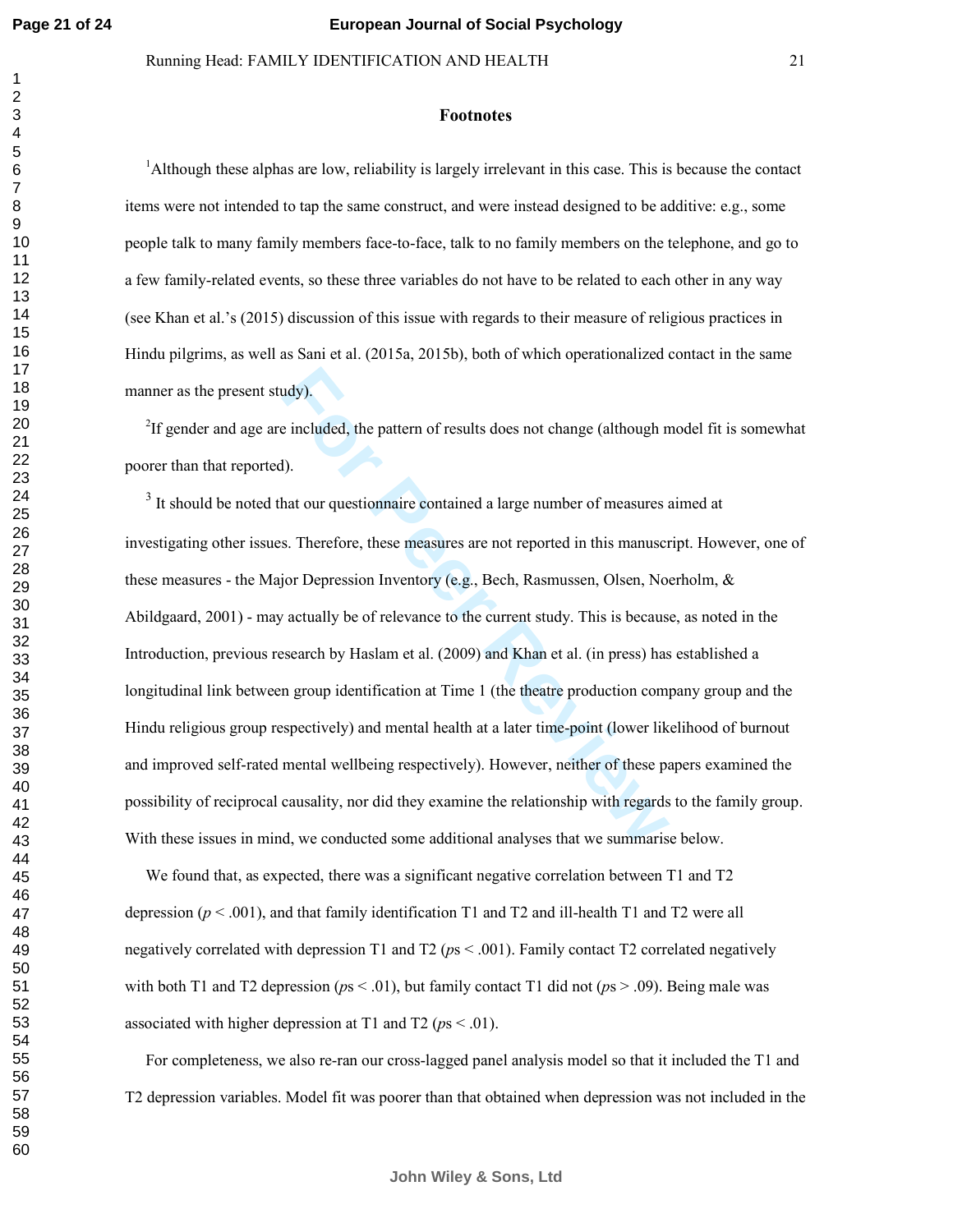## Footnotes

[1]Although these alphas are low, reliability is largely irrelevant in this case. This is because the contact items were not intended to tap the same construct, and were instead designed to be additive: e.g., some people talk to many family members face-to-face, talk to no family members on the telephone, and go to a few family-related events, so these three variables do not have to be related to each other in any way (see Khan et al.'s (2015) discussion of this issue with regards to their measure of religious practices in Hindu pilgrims, as well as Sani et al. (2015a, 2015b), both of which operationalized contact in the same manner as the present study).

[2]If gender and age are included, the pattern of results does not change (although model fit is somewhat poorer than that reported).

[3] It should be noted that our questionnaire contained a large number of measures aimed at investigating other issues. Therefore, these measures are not reported in this manuscript. However, one of these measures - the Major Depression Inventory (e.g., Bech, Rasmussen, Olsen, Noerholm, & Abildgaard, 2001) - may actually be of relevance to the current study. This is because, as noted in the Introduction, previous research by Haslam et al. (2009) and Khan et al. (in press) has established a longitudinal link between group identification at Time 1 (the theatre production company group and the Hindu religious group respectively) and mental health at a later time-point (lower likelihood of burnout and improved self-rated mental wellbeing respectively). However, neither of these papers examined the possibility of reciprocal causality, nor did they examine the relationship with regards to the family group. With these issues in mind, we conducted some additional analyses that we summarise below.

We found that, as expected, there was a significant negative correlation between T1 and T2 depression ($p < .001$), and that family identification T1 and T2 and ill-health T1 and T2 were all negatively correlated with depression T1 and T2 ($p$s $< .001$). Family contact T2 correlated negatively with both T1 and T2 depression ($p$s $< .01$), but family contact T1 did not ($p$s $> .09$). Being male was associated with higher depression at T1 and T2 ($p$s $< .01$).

For completeness, we also re-ran our cross-lagged panel analysis model so that it included the T1 and T2 depression variables. Model fit was poorer than that obtained when depression was not included in the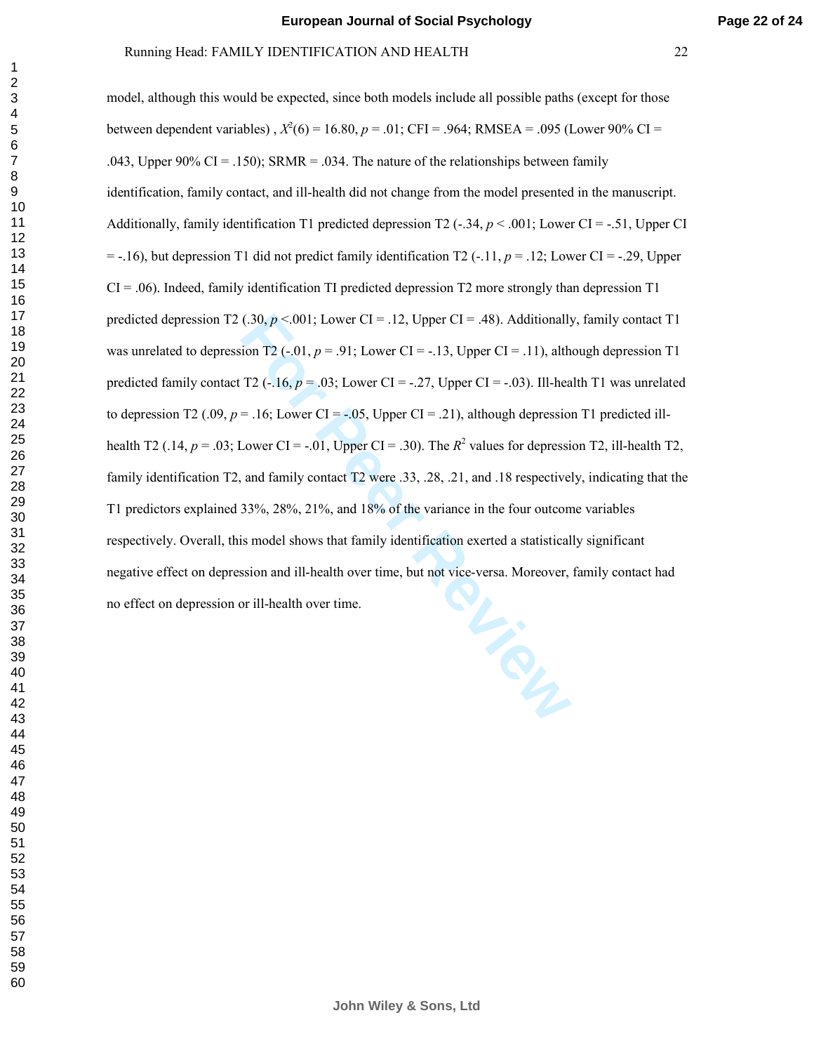model, although this would be expected, since both models include all possible paths (except for those between dependent variables) , $X^2(6) = 16.80$, $p = .01$; CFI = .964; RMSEA = .095 (Lower 90% CI = .043, Upper 90% CI = .150); SRMR = .034. The nature of the relationships between family identification, family contact, and ill-health did not change from the model presented in the manuscript. Additionally, family identification T1 predicted depression T2 (-.34, $p < .001$; Lower CI = -.51, Upper CI = -.16), but depression T1 did not predict family identification T2 (-.11, $p = .12$; Lower CI = -.29, Upper CI = .06). Indeed, family identification TI predicted depression T2 more strongly than depression T1 predicted depression T2 (.30, $p < .001$; Lower CI = .12, Upper CI = .48). Additionally, family contact T1 was unrelated to depression T2 (-.01, $p = .91$; Lower CI = -.13, Upper CI = .11), although depression T1 predicted family contact T2 (-.16, $p = .03$; Lower CI = -.27, Upper CI = -.03). Ill-health T1 was unrelated to depression T2 (.09, $p = .16$; Lower CI = -.05, Upper CI = .21), although depression T1 predicted ill-health T2 (.14, $p = .03$; Lower CI = -.01, Upper CI = .30). The $R^2$ values for depression T2, ill-health T2, family identification T2, and family contact T2 were .33, .28, .21, and .18 respectively, indicating that the T1 predictors explained 33%, 28%, 21%, and 18% of the variance in the four outcome variables respectively. Overall, this model shows that family identification exerted a statistically significant negative effect on depression and ill-health over time, but not vice-versa. Moreover, family contact had no effect on depression or ill-health over time.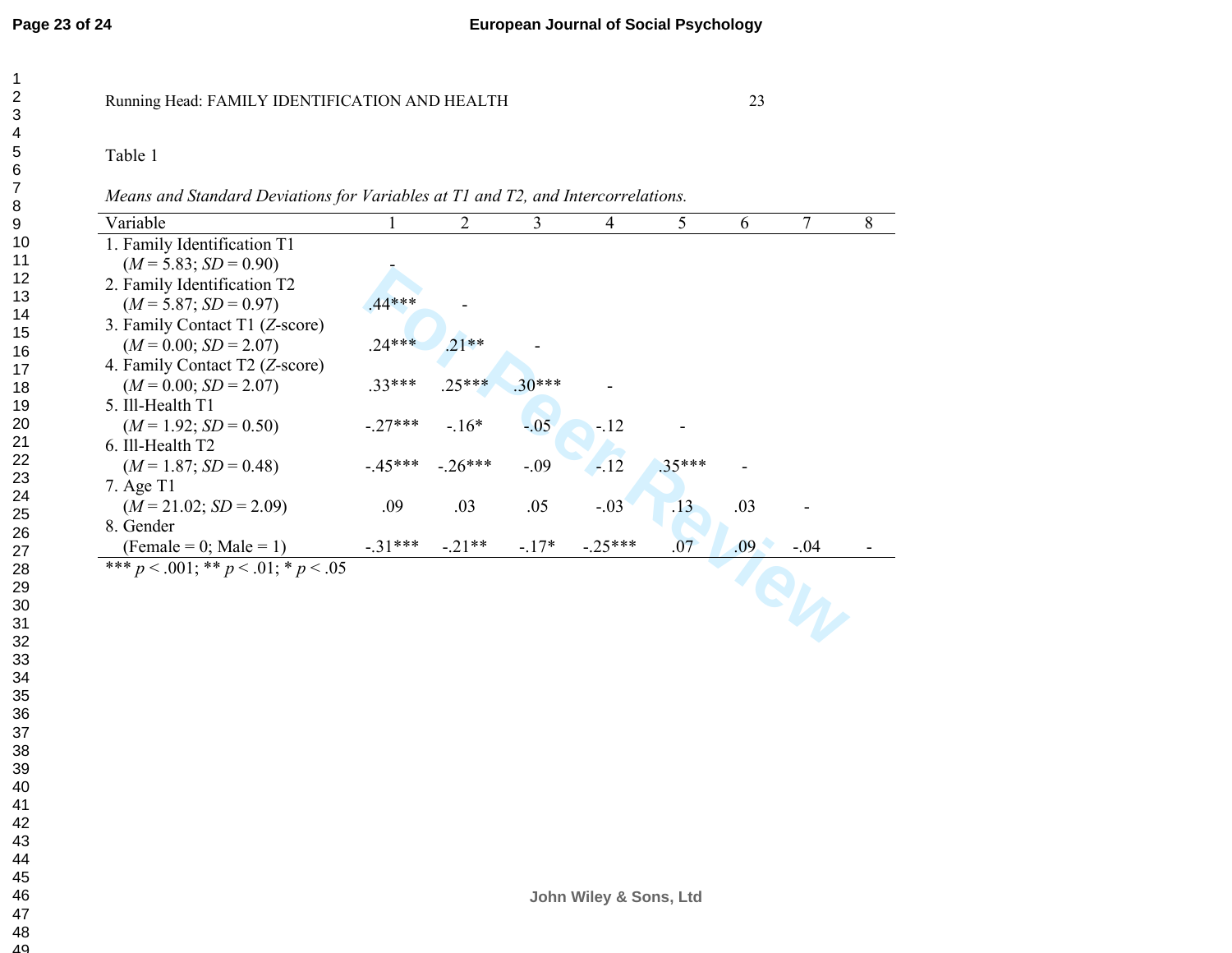Table 1

*Means and Standard Deviations for Variables at T1 and T2, and Intercorrelations.*

| Variable | 1 | 2 | 3 | 4 | 5 | 6 | 7 | 8 |
|---|---|---|---|---|---|---|---|---|
| 1. Family Identification T1 ($M$ = 5.83; $SD$ = 0.90) | - | | | | | | | |
| 2. Family Identification T2 ($M$ = 5.87; $SD$ = 0.97) | .44*** | - | | | | | | |
| 3. Family Contact T1 ($Z$-score) ($M$ = 0.00; $SD$ = 2.07) | .24*** | .21** | - | | | | | |
| 4. Family Contact T2 ($Z$-score) ($M$ = 0.00; $SD$ = 2.07) | .33*** | .25*** | .30*** | - | | | | |
| 5. Ill-Health T1 ($M$ = 1.92; $SD$ = 0.50) | -.27*** | -.16* | -.05 | -.12 | - | | | |
| 6. Ill-Health T2 ($M$ = 1.87; $SD$ = 0.48) | -.45*** | -.26*** | -.09 | -.12 | .35*** | - | | |
| 7. Age T1 ($M$ = 21.02; $SD$ = 2.09) | .09 | .03 | .05 | -.03 | .13 | .03 | - | |
| 8. Gender (Female = 0; Male = 1) | -.31*** | -.21** | -.17* | -.25*** | .07 | .09 | -.04 | - |

*** $p < .001$; ** $p < .01$; * $p < .05$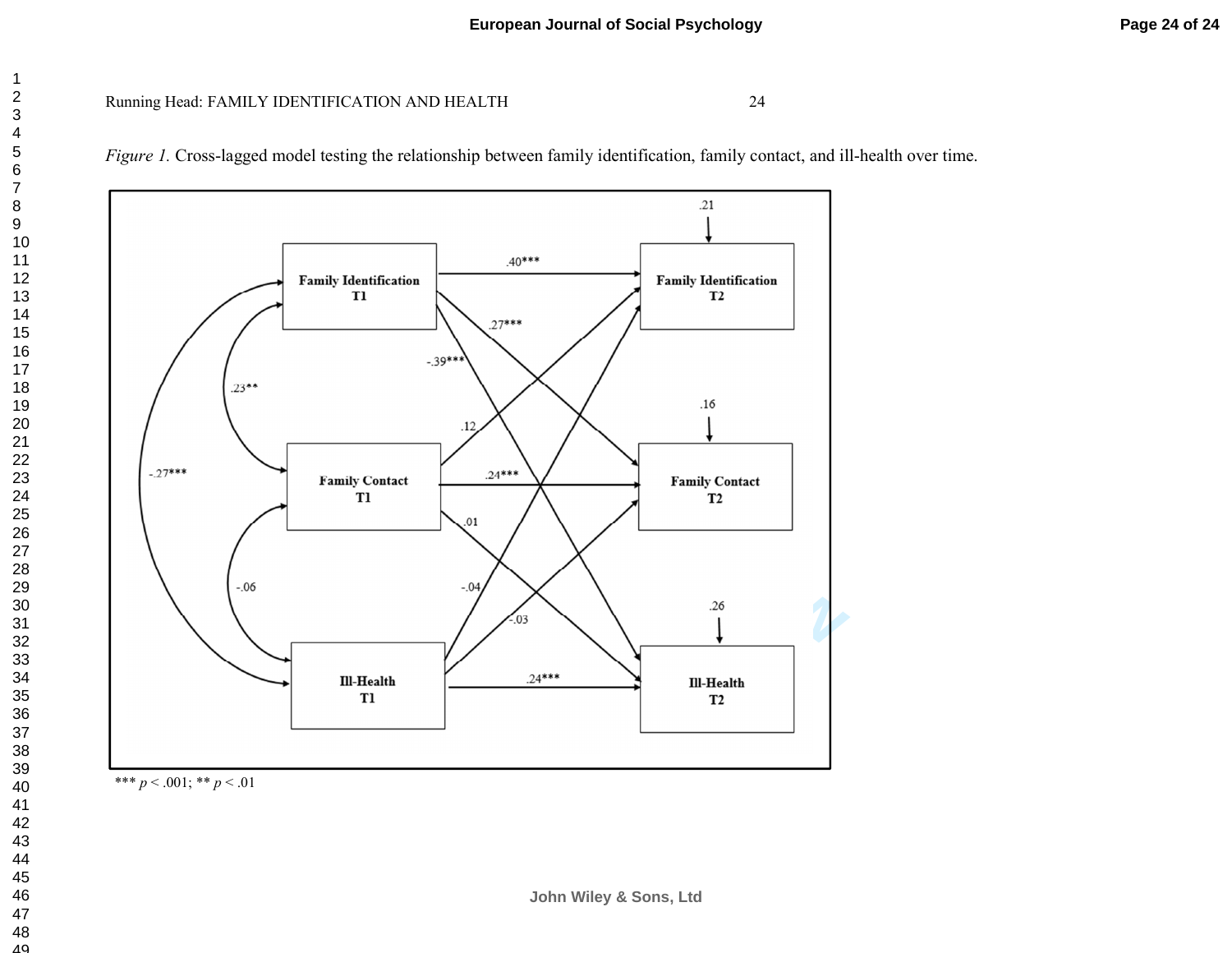*Figure 1.* Cross-lagged model testing the relationship between family identification, family contact, and ill-health over time.

Family Identification T1
Family Contact T1
Ill-Health T1
Family Identification T2
Family Contact T2
Ill-Health T2

.40***
.27***
-.39***
.23**
-.27***
.12
.24***
.01
-.06
-.04
-.03
.24***
.21
.16
.26

*** $p < .001$; ** $p < .01$